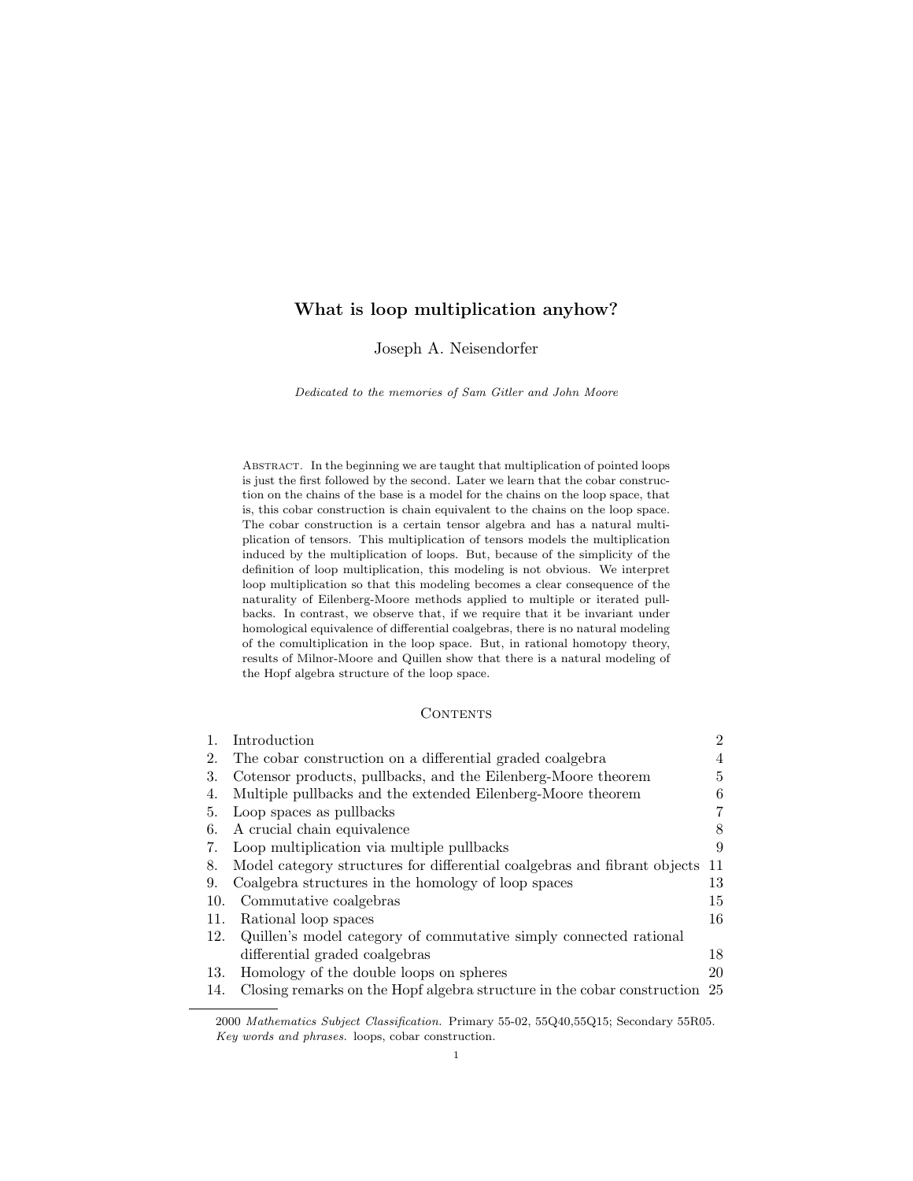# What is loop multiplication anyhow?

Joseph A. Neisendorfer

*Dedicated to the memories of Sam Gitler and John Moore*

Abstract. In the beginning we are taught that multiplication of pointed loops is just the first followed by the second. Later we learn that the cobar construction on the chains of the base is a model for the chains on the loop space, that is, this cobar construction is chain equivalent to the chains on the loop space. The cobar construction is a certain tensor algebra and has a natural multiplication of tensors. This multiplication of tensors models the multiplication induced by the multiplication of loops. But, because of the simplicity of the definition of loop multiplication, this modeling is not obvious. We interpret loop multiplication so that this modeling becomes a clear consequence of the naturality of Eilenberg-Moore methods applied to multiple or iterated pullbacks. In contrast, we observe that, if we require that it be invariant under homological equivalence of differential coalgebras, there is no natural modeling of the comultiplication in the loop space. But, in rational homotopy theory, results of Milnor-Moore and Quillen show that there is a natural modeling of the Hopf algebra structure of the loop space.

## Contents

| | | |
|---|---|---|
| 1. | Introduction | 2 |
| 2. | The cobar construction on a differential graded coalgebra | 4 |
| 3. | Cotensor products, pullbacks, and the Eilenberg-Moore theorem | 5 |
| 4. | Multiple pullbacks and the extended Eilenberg-Moore theorem | 6 |
| 5. | Loop spaces as pullbacks | 7 |
| 6. | A crucial chain equivalence | 8 |
| 7. | Loop multiplication via multiple pullbacks | 9 |
| 8. | Model category structures for differential coalgebras and fibrant objects | 11 |
| 9. | Coalgebra structures in the homology of loop spaces | 13 |
| 10. | Commutative coalgebras | 15 |
| 11. | Rational loop spaces | 16 |
| 12. | Quillen's model category of commutative simply connected rational differential graded coalgebras | 18 |
| 13. | Homology of the double loops on spheres | 20 |
| 14. | Closing remarks on the Hopf algebra structure in the cobar construction | 25 |

2000 *Mathematics Subject Classification.* Primary 55-02, 55Q40,55Q15; Secondary 55R05.
*Key words and phrases.* loops, cobar construction.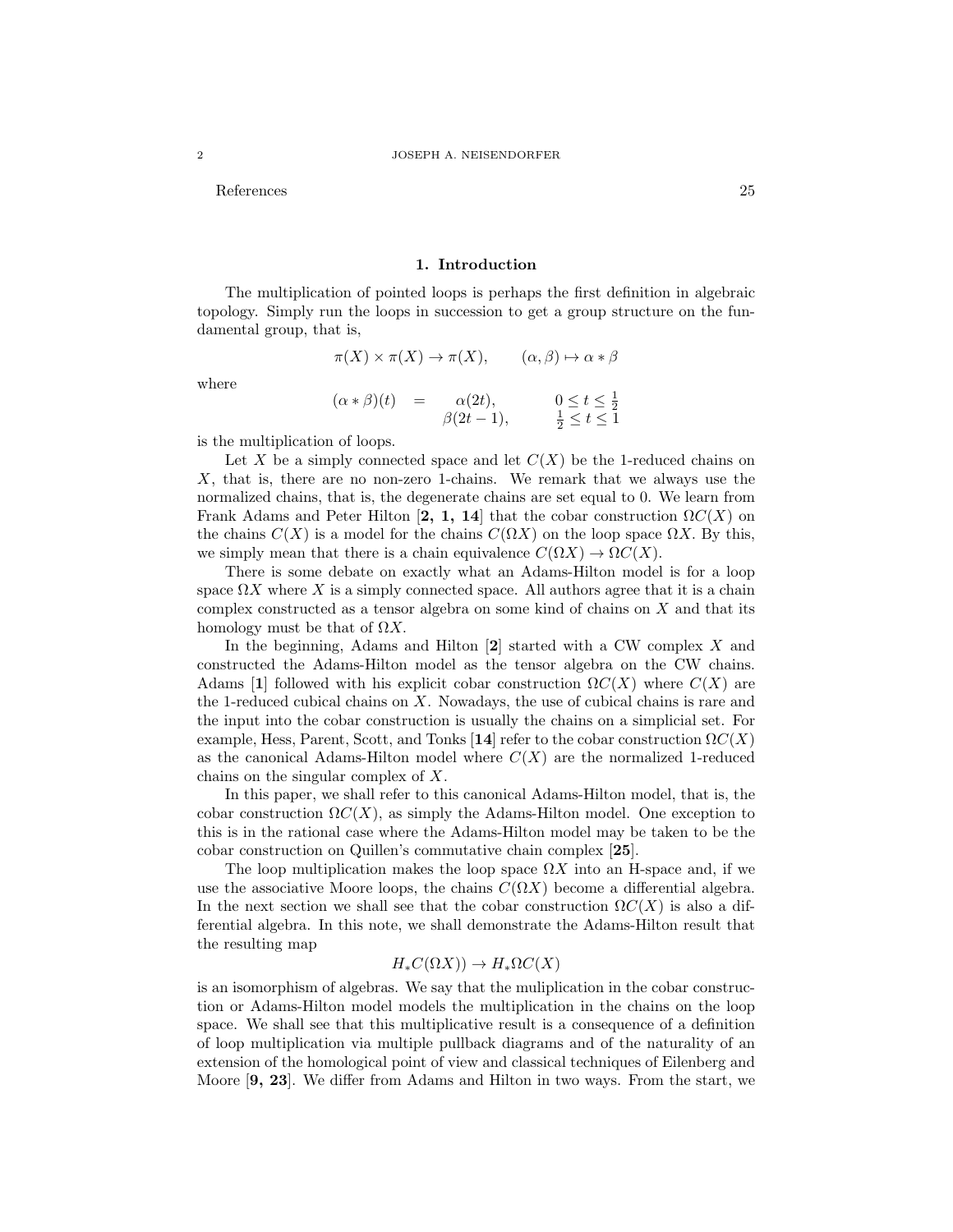References 25

## 1. Introduction

The multiplication of pointed loops is perhaps the first definition in algebraic topology. Simply run the loops in succession to get a group structure on the fundamental group, that is,

$$\pi(X) \times \pi(X) \to \pi(X), \qquad (\alpha, \beta) \mapsto \alpha * \beta$$

where

$$(\alpha * \beta)(t) \quad = \quad \begin{array}{ll} \alpha(2t), & 0 \leq t \leq \frac{1}{2} \\ \beta(2t-1), & \frac{1}{2} \leq t \leq 1 \end{array}$$

is the multiplication of loops.

Let $X$ be a simply connected space and let $C(X)$ be the 1-reduced chains on $X$, that is, there are no non-zero 1-chains. We remark that we always use the normalized chains, that is, the degenerate chains are set equal to 0. We learn from Frank Adams and Peter Hilton [**2, 1, 14**] that the cobar construction $\Omega C(X)$ on the chains $C(X)$ is a model for the chains $C(\Omega X)$ on the loop space $\Omega X$. By this, we simply mean that there is a chain equivalence $C(\Omega X) \to \Omega C(X)$.

There is some debate on exactly what an Adams-Hilton model is for a loop space $\Omega X$ where $X$ is a simply connected space. All authors agree that it is a chain complex constructed as a tensor algebra on some kind of chains on $X$ and that its homology must be that of $\Omega X$.

In the beginning, Adams and Hilton [**2**] started with a CW complex $X$ and constructed the Adams-Hilton model as the tensor algebra on the CW chains. Adams [**1**] followed with his explicit cobar construction $\Omega C(X)$ where $C(X)$ are the 1-reduced cubical chains on $X$. Nowadays, the use of cubical chains is rare and the input into the cobar construction is usually the chains on a simplicial set. For example, Hess, Parent, Scott, and Tonks [**14**] refer to the cobar construction $\Omega C(X)$ as the canonical Adams-Hilton model where $C(X)$ are the normalized 1-reduced chains on the singular complex of $X$.

In this paper, we shall refer to this canonical Adams-Hilton model, that is, the cobar construction $\Omega C(X)$, as simply the Adams-Hilton model. One exception to this is in the rational case where the Adams-Hilton model may be taken to be the cobar construction on Quillen's commutative chain complex [**25**].

The loop multiplication makes the loop space $\Omega X$ into an H-space and, if we use the associative Moore loops, the chains $C(\Omega X)$ become a differential algebra. In the next section we shall see that the cobar construction $\Omega C(X)$ is also a differential algebra. In this note, we shall demonstrate the Adams-Hilton result that the resulting map

$$H_*C(\Omega X)) \to H_*\Omega C(X)$$

is an isomorphism of algebras. We say that the muliplication in the cobar construction or Adams-Hilton model models the multiplication in the chains on the loop space. We shall see that this multiplicative result is a consequence of a definition of loop multiplication via multiple pullback diagrams and of the naturality of an extension of the homological point of view and classical techniques of Eilenberg and Moore [**9, 23**]. We differ from Adams and Hilton in two ways. From the start, we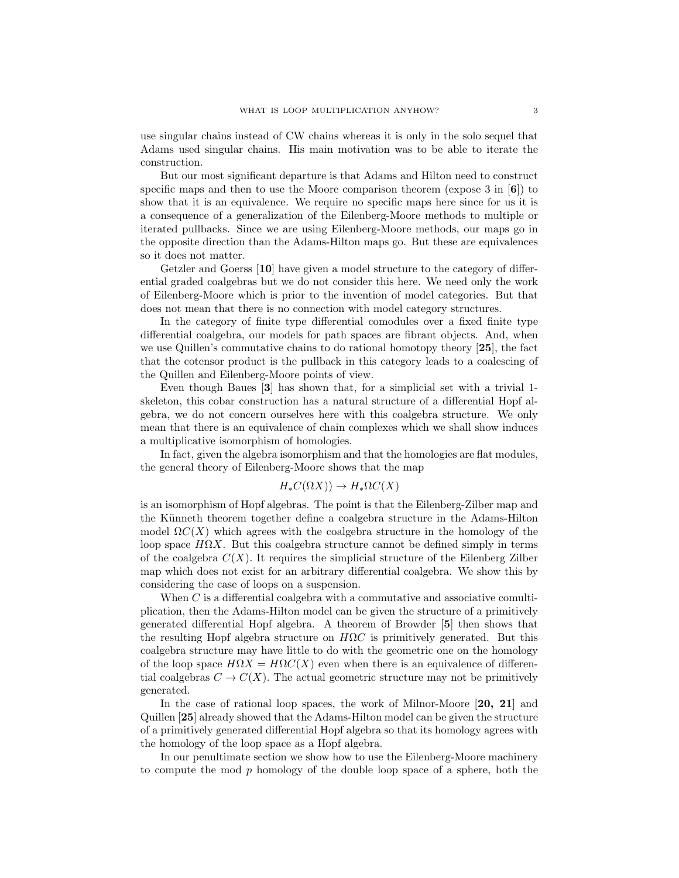use singular chains instead of CW chains whereas it is only in the solo sequel that Adams used singular chains. His main motivation was to be able to iterate the construction.

But our most significant departure is that Adams and Hilton need to construct specific maps and then to use the Moore comparison theorem (expose 3 in [**6**]) to show that it is an equivalence. We require no specific maps here since for us it is a consequence of a generalization of the Eilenberg-Moore methods to multiple or iterated pullbacks. Since we are using Eilenberg-Moore methods, our maps go in the opposite direction than the Adams-Hilton maps go. But these are equivalences so it does not matter.

Getzler and Goerss [**10**] have given a model structure to the category of differential graded coalgebras but we do not consider this here. We need only the work of Eilenberg-Moore which is prior to the invention of model categories. But that does not mean that there is no connection with model category structures.

In the category of finite type differential comodules over a fixed finite type differential coalgebra, our models for path spaces are fibrant objects. And, when we use Quillen's commutative chains to do rational homotopy theory [**25**], the fact that the cotensor product is the pullback in this category leads to a coalescing of the Quillen and Eilenberg-Moore points of view.

Even though Baues [**3**] has shown that, for a simplicial set with a trivial 1-skeleton, this cobar construction has a natural structure of a differential Hopf algebra, we do not concern ourselves here with this coalgebra structure. We only mean that there is an equivalence of chain complexes which we shall show induces a multiplicative isomorphism of homologies.

In fact, given the algebra isomorphism and that the homologies are flat modules, the general theory of Eilenberg-Moore shows that the map

$$H_*C(\Omega X)) \to H_*\Omega C(X)$$

is an isomorphism of Hopf algebras. The point is that the Eilenberg-Zilber map and the Künneth theorem together define a coalgebra structure in the Adams-Hilton model $\Omega C(X)$ which agrees with the coalgebra structure in the homology of the loop space $H\Omega X$. But this coalgebra structure cannot be defined simply in terms of the coalgebra $C(X)$. It requires the simplicial structure of the Eilenberg Zilber map which does not exist for an arbitrary differential coalgebra. We show this by considering the case of loops on a suspension.

When $C$ is a differential coalgebra with a commutative and associative comultiplication, then the Adams-Hilton model can be given the structure of a primitively generated differential Hopf algebra. A theorem of Browder [**5**] then shows that the resulting Hopf algebra structure on $H\Omega C$ is primitively generated. But this coalgebra structure may have little to do with the geometric one on the homology of the loop space $H\Omega X = H\Omega C(X)$ even when there is an equivalence of differential coalgebras $C \to C(X)$. The actual geometric structure may not be primitively generated.

In the case of rational loop spaces, the work of Milnor-Moore [**20, 21**] and Quillen [**25**] already showed that the Adams-Hilton model can be given the structure of a primitively generated differential Hopf algebra so that its homology agrees with the homology of the loop space as a Hopf algebra.

In our penultimate section we show how to use the Eilenberg-Moore machinery to compute the mod $p$ homology of the double loop space of a sphere, both the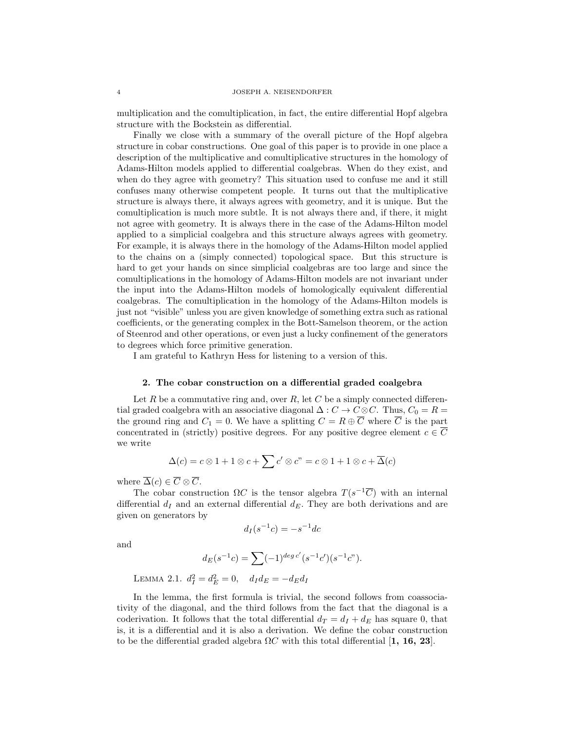multiplication and the comultiplication, in fact, the entire differential Hopf algebra structure with the Bockstein as differential.

Finally we close with a summary of the overall picture of the Hopf algebra structure in cobar constructions. One goal of this paper is to provide in one place a description of the multiplicative and comultiplicative structures in the homology of Adams-Hilton models applied to differential coalgebras. When do they exist, and when do they agree with geometry? This situation used to confuse me and it still confuses many otherwise competent people. It turns out that the multiplicative structure is always there, it always agrees with geometry, and it is unique. But the comultiplication is much more subtle. It is not always there and, if there, it might not agree with geometry. It is always there in the case of the Adams-Hilton model applied to a simplicial coalgebra and this structure always agrees with geometry. For example, it is always there in the homology of the Adams-Hilton model applied to the chains on a (simply connected) topological space. But this structure is hard to get your hands on since simplicial coalgebras are too large and since the comultiplications in the homology of Adams-Hilton models are not invariant under the input into the Adams-Hilton models of homologically equivalent differential coalgebras. The comultiplication in the homology of the Adams-Hilton models is just not "visible" unless you are given knowledge of something extra such as rational coefficients, or the generating complex in the Bott-Samelson theorem, or the action of Steenrod and other operations, or even just a lucky confinement of the generators to degrees which force primitive generation.

I am grateful to Kathryn Hess for listening to a version of this.

## 2. The cobar construction on a differential graded coalgebra

Let $R$ be a commutative ring and, over $R$, let $C$ be a simply connected differential graded coalgebra with an associative diagonal $\Delta : C \to C \otimes C$. Thus, $C_0 = R =$ the ground ring and $C_1 = 0$. We have a splitting $C = R \oplus \overline{C}$ where $\overline{C}$ is the part concentrated in (strictly) positive degrees. For any positive degree element $c \in \overline{C}$ we write

$$\Delta(c) = c \otimes 1 + 1 \otimes c + \sum c' \otimes c" = c \otimes 1 + 1 \otimes c + \overline{\Delta}(c)$$

where $\overline{\Delta}(c) \in \overline{C} \otimes \overline{C}$.

The cobar construction $\Omega C$ is the tensor algebra $T(s^{-1}\overline{C})$ with an internal differential $d_I$ and an external differential $d_E$. They are both derivations and are given on generators by

$$d_I(s^{-1}c) = -s^{-1}dc$$

and

$$d_E(s^{-1}c) = \sum (-1)^{deg\, c'}(s^{-1}c')(s^{-1}c").$$

LEMMA 2.1. $d_I^2 = d_E^2 = 0, \quad d_I d_E = -d_E d_I$

In the lemma, the first formula is trivial, the second follows from coassociativity of the diagonal, and the third follows from the fact that the diagonal is a coderivation. It follows that the total differential $d_T = d_I + d_E$ has square 0, that is, it is a differential and it is also a derivation. We define the cobar construction to be the differential graded algebra $\Omega C$ with this total differential [**1, 16, 23**].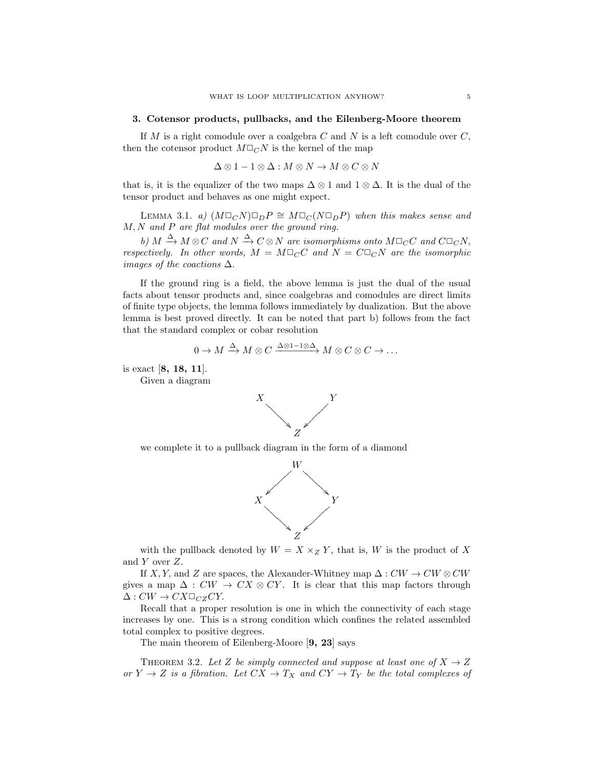### 3. Cotensor products, pullbacks, and the Eilenberg-Moore theorem

If $M$ is a right comodule over a coalgebra $C$ and $N$ is a left comodule over $C$, then the cotensor product $M\Box_C N$ is the kernel of the map

$$\Delta \otimes 1 - 1 \otimes \Delta : M \otimes N \to M \otimes C \otimes N$$

that is, it is the equalizer of the two maps $\Delta \otimes 1$ and $1 \otimes \Delta$. It is the dual of the tensor product and behaves as one might expect.

LEMMA 3.1. *a)* $(M\Box_C N)\Box_D P \cong M\Box_C(N\Box_D P)$ *when this makes sense and* $M, N$ *and* $P$ *are flat modules over the ground ring.*

*b)* $M \xrightarrow{\Delta} M \otimes C$ *and* $N \xrightarrow{\Delta} C \otimes N$ *are isomorphisms onto* $M\Box_C C$ *and* $C\Box_C N$*, respectively. In other words,* $M = M\Box_C C$ *and* $N = C\Box_C N$ *are the isomorphic images of the coactions* $\Delta$*.*

If the ground ring is a field, the above lemma is just the dual of the usual facts about tensor products and, since coalgebras and comodules are direct limits of finite type objects, the lemma follows immediately by dualization. But the above lemma is best proved directly. It can be noted that part b) follows from the fact that the standard complex or cobar resolution

$$0 \to M \xrightarrow{\Delta} M \otimes C \xrightarrow{\Delta\otimes 1 - 1 \otimes \Delta} M \otimes C \otimes C \to \dots$$

is exact [**8, 18, 11**].

Given a diagram

$$\begin{array}{ccc} X & & Y \\ & \searrow \quad \swarrow & \\ & Z & \end{array}$$

we complete it to a pullback diagram in the form of a diamond

$$\begin{array}{ccc} & W & \\ & \swarrow \quad \searrow & \\ X & & Y \\ & \searrow \quad \swarrow & \\ & Z & \end{array}$$

with the pullback denoted by $W = X \times_Z Y$, that is, $W$ is the product of $X$ and $Y$ over $Z$.

If $X, Y$, and $Z$ are spaces, the Alexander-Whitney map $\Delta : CW \to CW \otimes CW$ gives a map $\Delta : CW \to CX \otimes CY$. It is clear that this map factors through $\Delta : CW \to CX\Box_{CZ}CY$.

Recall that a proper resolution is one in which the connectivity of each stage increases by one. This is a strong condition which confines the related assembled total complex to positive degrees.

The main theorem of Eilenberg-Moore [**9, 23**] says

THEOREM 3.2. *Let* $Z$ *be simply connected and suppose at least one of* $X \to Z$ *or* $Y \to Z$ *is a fibration. Let* $CX \to T_X$ *and* $CY \to T_Y$ *be the total complexes of*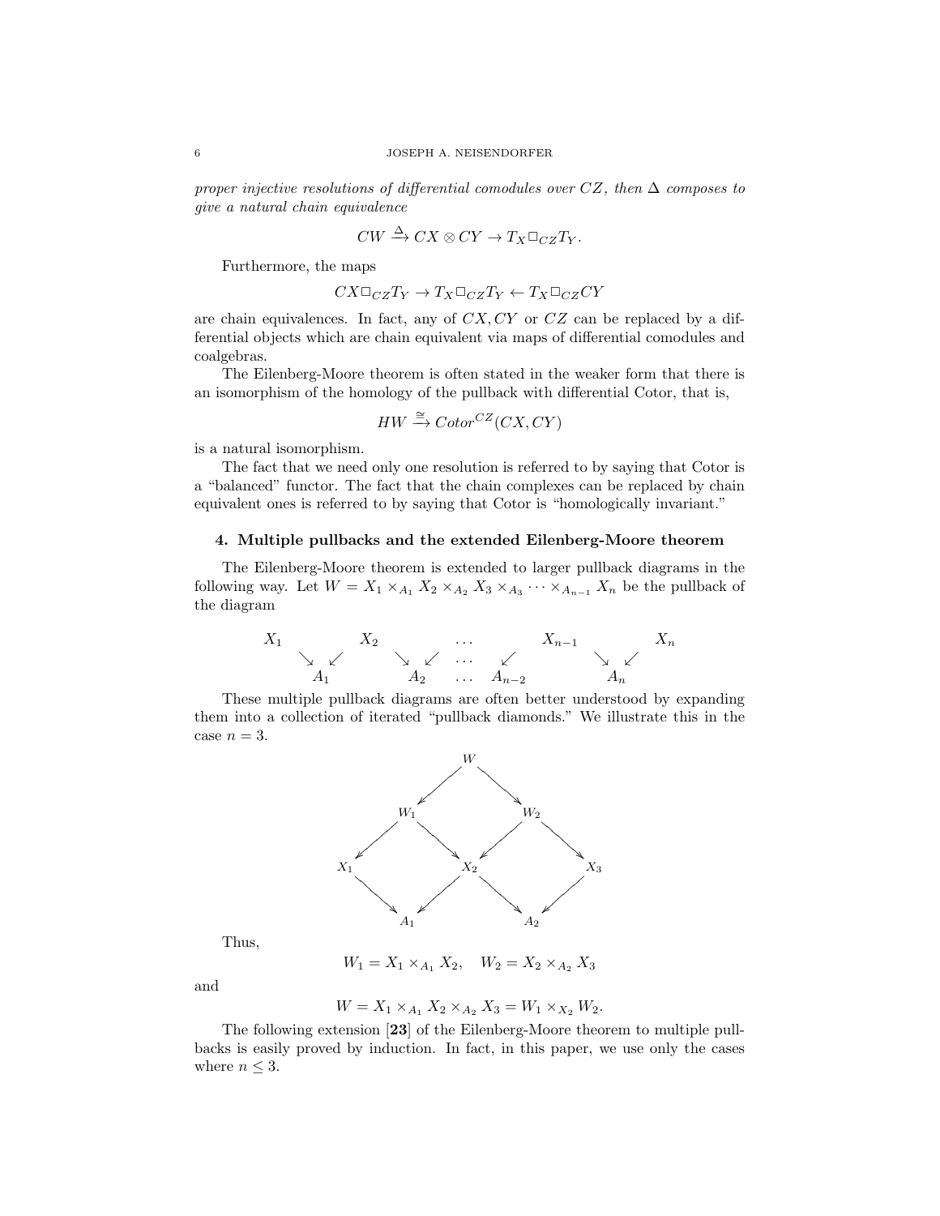*proper injective resolutions of differential comodules over $CZ$, then $\Delta$ composes to give a natural chain equivalence*

$$CW \xrightarrow{\Delta} CX \otimes CY \to T_X \square_{CZ} T_Y.$$

Furthermore, the maps

$$CX \square_{CZ} T_Y \to T_X \square_{CZ} T_Y \leftarrow T_X \square_{CZ} CY$$

are chain equivalences. In fact, any of $CX, CY$ or $CZ$ can be replaced by a differential objects which are chain equivalent via maps of differential comodules and coalgebras.

The Eilenberg-Moore theorem is often stated in the weaker form that there is an isomorphism of the homology of the pullback with differential Cotor, that is,

$$HW \xrightarrow{\cong} Cotor^{CZ}(CX, CY)$$

is a natural isomorphism.

The fact that we need only one resolution is referred to by saying that Cotor is a "balanced" functor. The fact that the chain complexes can be replaced by chain equivalent ones is referred to by saying that Cotor is "homologically invariant."

## 4. Multiple pullbacks and the extended Eilenberg-Moore theorem

The Eilenberg-Moore theorem is extended to larger pullback diagrams in the following way. Let $W = X_1 \times_{A_1} X_2 \times_{A_2} X_3 \times_{A_3} \cdots \times_{A_{n-1}} X_n$ be the pullback of the diagram

$$\begin{array}{ccccccccccccc} X_1 & & & & X_2 & & & \dots & & X_{n-1} & & & X_n \\ & \searrow & & \swarrow & & \searrow & \swarrow & \cdots & \swarrow & & \searrow & \swarrow & \\ & & A_1 & & & & A_2 & \dots & A_{n-2} & & & A_n & \end{array}$$

These multiple pullback diagrams are often better understood by expanding them into a collection of iterated "pullback diamonds." We illustrate this in the case $n = 3$.

$$\begin{array}{ccccccccc} & & & & W & & & & \\ & & & \swarrow & & \searrow & & & \\ & & W_1 & & & & W_2 & & \\ & \swarrow & & \searrow & & \swarrow & & \searrow & \\ X_1 & & & & X_2 & & & & X_3 \\ & \searrow & & \swarrow & & \searrow & & \swarrow & \\ & & A_1 & & & & A_2 & & \end{array}$$

Thus,

$$W_1 = X_1 \times_{A_1} X_2, \quad W_2 = X_2 \times_{A_2} X_3$$

and

$$W = X_1 \times_{A_1} X_2 \times_{A_2} X_3 = W_1 \times_{X_2} W_2.$$

The following extension [**23**] of the Eilenberg-Moore theorem to multiple pullbacks is easily proved by induction. In fact, in this paper, we use only the cases where $n \leq 3$.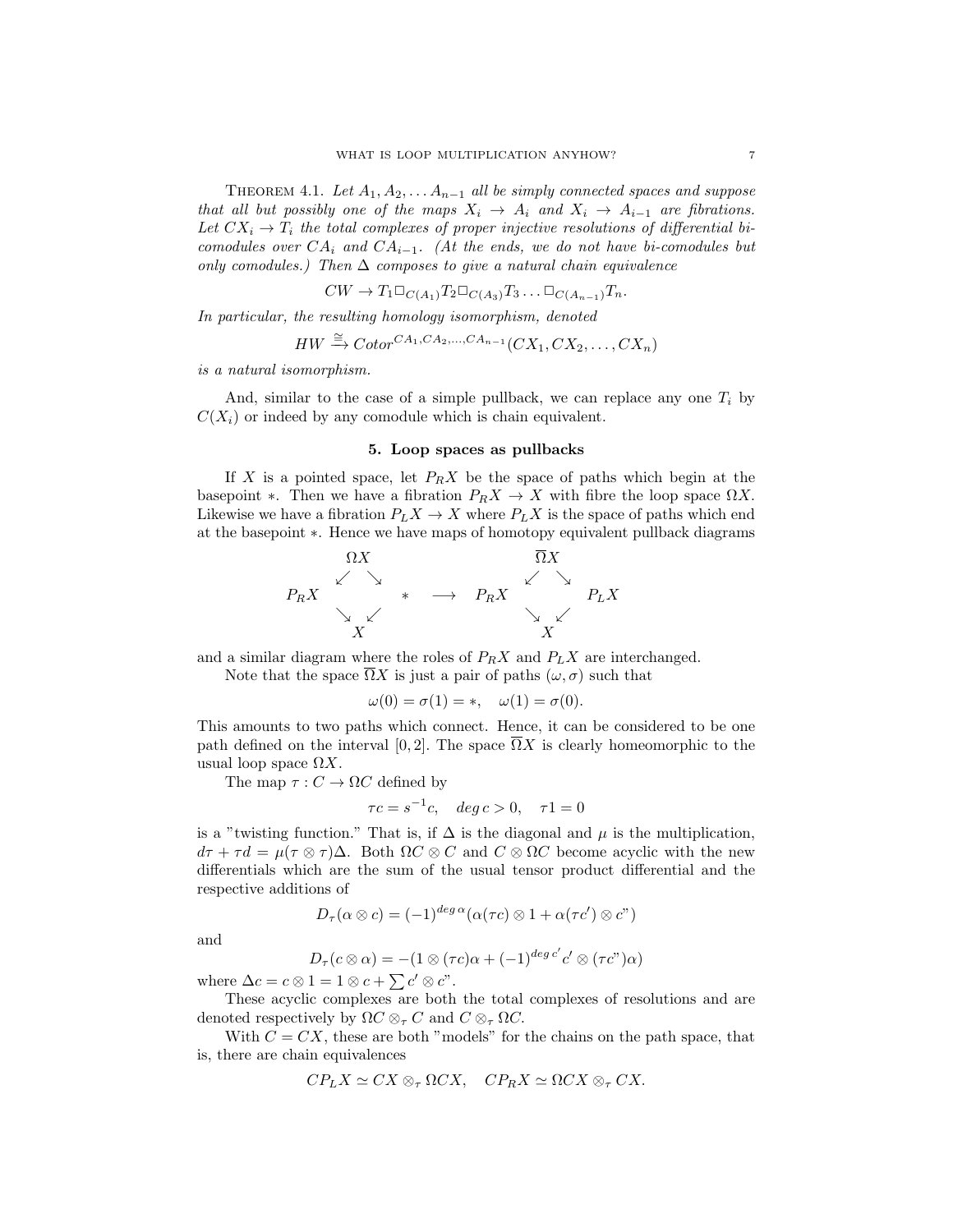Theorem 4.1. *Let $A_1, A_2, \ldots A_{n-1}$ all be simply connected spaces and suppose that all but possibly one of the maps $X_i \to A_i$ and $X_i \to A_{i-1}$ are fibrations. Let $CX_i \to T_i$ the total complexes of proper injective resolutions of differential bi-comodules over $CA_i$ and $CA_{i-1}$. (At the ends, we do not have bi-comodules but only comodules.) Then $\Delta$ composes to give a natural chain equivalence*

$$CW \to T_1 \square_{C(A_1)} T_2 \square_{C(A_3)} T_3 \ldots \square_{C(A_{n-1})} T_n.$$

*In particular, the resulting homology isomorphism, denoted*

$$HW \xrightarrow{\cong} Cotor^{CA_1, CA_2, \ldots, CA_{n-1}}(CX_1, CX_2, \ldots, CX_n)$$

*is a natural isomorphism.*

And, similar to the case of a simple pullback, we can replace any one $T_i$ by $C(X_i)$ or indeed by any comodule which is chain equivalent.

## 5. Loop spaces as pullbacks

If $X$ is a pointed space, let $P_R X$ be the space of paths which begin at the basepoint $*$. Then we have a fibration $P_R X \to X$ with fibre the loop space $\Omega X$. Likewise we have a fibration $P_L X \to X$ where $P_L X$ is the space of paths which end at the basepoint $*$. Hence we have maps of homotopy equivalent pullback diagrams

$$\begin{array}{ccccccccc} & \Omega X & & & & & \overline{\Omega} X & & \\ & \swarrow \quad \searrow & & & & & \swarrow \quad \searrow & & \\ P_R X & & * & \longrightarrow & P_R X & & & & P_L X \\ & \searrow \quad \swarrow & & & & & \searrow \quad \swarrow & & \\ & X & & & & & X & & \end{array}$$

and a similar diagram where the roles of $P_R X$ and $P_L X$ are interchanged.

Note that the space $\overline{\Omega} X$ is just a pair of paths $(\omega, \sigma)$ such that

$$\omega(0) = \sigma(1) = *, \quad \omega(1) = \sigma(0).$$

This amounts to two paths which connect. Hence, it can be considered to be one path defined on the interval $[0, 2]$. The space $\overline{\Omega} X$ is clearly homeomorphic to the usual loop space $\Omega X$.

The map $\tau : C \to \Omega C$ defined by

$$\tau c = s^{-1} c, \quad deg\, c > 0, \quad \tau 1 = 0$$

is a "twisting function." That is, if $\Delta$ is the diagonal and $\mu$ is the multiplication, $d\tau + \tau d = \mu(\tau \otimes \tau)\Delta$. Both $\Omega C \otimes C$ and $C \otimes \Omega C$ become acyclic with the new differentials which are the sum of the usual tensor product differential and the respective additions of

$$D_\tau(\alpha \otimes c) = (-1)^{deg\, \alpha}(\alpha(\tau c) \otimes 1 + \alpha(\tau c') \otimes c")$$

and

$$D_\tau(c \otimes \alpha) = -(1 \otimes (\tau c)\alpha + (-1)^{deg\, c'} c' \otimes (\tau c")\alpha)$$

where $\Delta c = c \otimes 1 = 1 \otimes c + \sum c' \otimes c"$.

These acyclic complexes are both the total complexes of resolutions and are denoted respectively by $\Omega C \otimes_\tau C$ and $C \otimes_\tau \Omega C$.

With $C = CX$, these are both "models" for the chains on the path space, that is, there are chain equivalences

$$CP_L X \simeq CX \otimes_\tau \Omega CX, \quad CP_R X \simeq \Omega CX \otimes_\tau CX.$$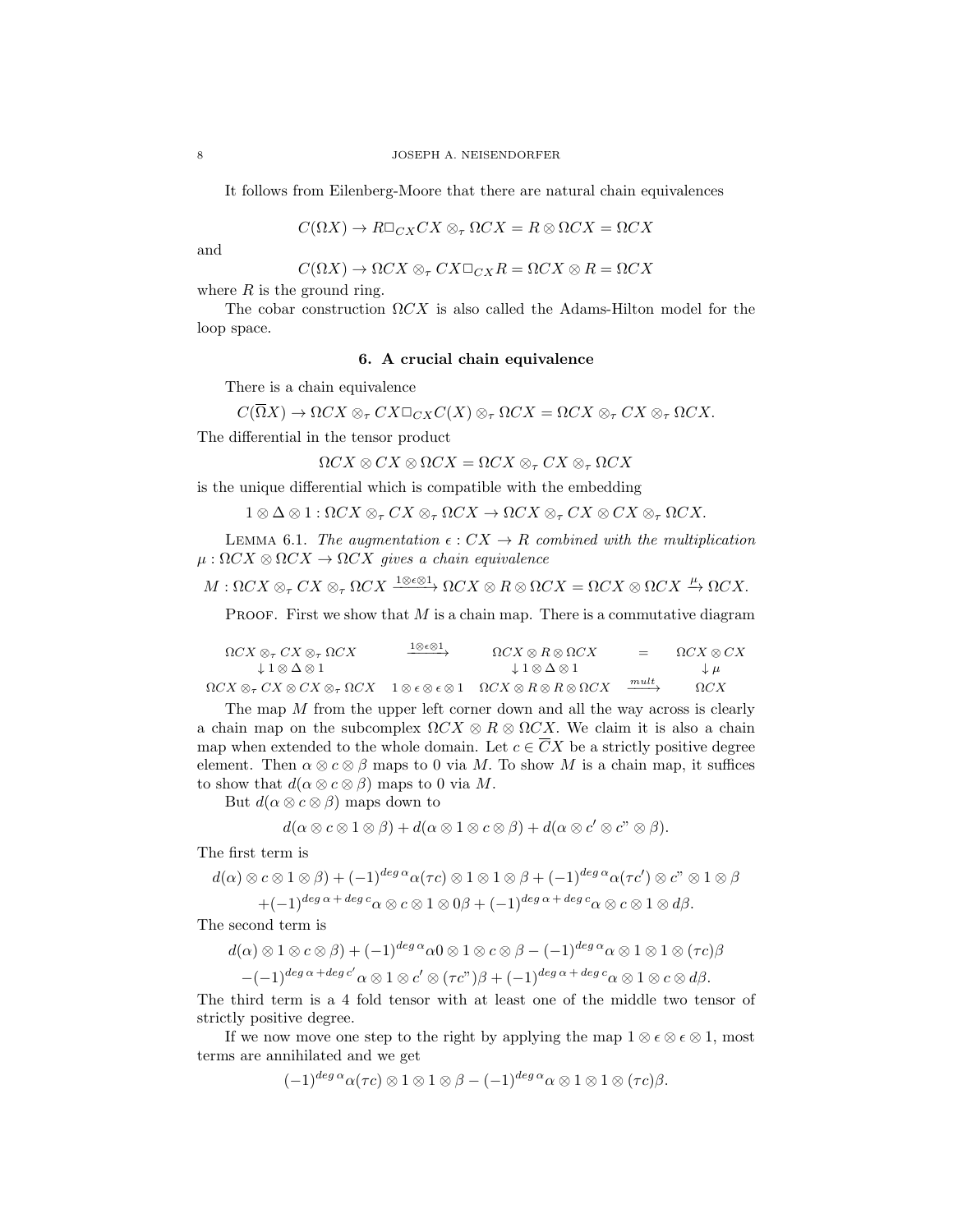It follows from Eilenberg-Moore that there are natural chain equivalences

$$C(\Omega X) \to R\square_{CX} CX \otimes_\tau \Omega CX = R \otimes \Omega CX = \Omega CX$$

and

$$C(\Omega X) \to \Omega CX \otimes_\tau CX\square_{CX} R = \Omega CX \otimes R = \Omega CX$$

where $R$ is the ground ring.

The cobar construction $\Omega CX$ is also called the Adams-Hilton model for the loop space.

## 6. A crucial chain equivalence

There is a chain equivalence

$$C(\overline{\Omega}X) \to \Omega CX \otimes_\tau CX\square_{CX} C(X) \otimes_\tau \Omega CX = \Omega CX \otimes_\tau CX \otimes_\tau \Omega CX.$$

The differential in the tensor product

$$\Omega CX \otimes CX \otimes \Omega CX = \Omega CX \otimes_\tau CX \otimes_\tau \Omega CX$$

is the unique differential which is compatible with the embedding

$$1 \otimes \Delta \otimes 1 : \Omega CX \otimes_\tau CX \otimes_\tau \Omega CX \to \Omega CX \otimes_\tau CX \otimes CX \otimes_\tau \Omega CX.$$

LEMMA 6.1. *The augmentation $\epsilon : CX \to R$ combined with the multiplication $\mu : \Omega CX \otimes \Omega CX \to \Omega CX$ gives a chain equivalence*

$$M : \Omega CX \otimes_\tau CX \otimes_\tau \Omega CX \xrightarrow{1\otimes\epsilon\otimes 1} \Omega CX \otimes R \otimes \Omega CX = \Omega CX \otimes \Omega CX \xrightarrow{\mu} \Omega CX.$$

PROOF. First we show that $M$ is a chain map. There is a commutative diagram

$$\begin{array}{ccccc} \Omega CX \otimes_\tau CX \otimes_\tau \Omega CX & \xrightarrow{1\otimes\epsilon\otimes 1} & \Omega CX \otimes R \otimes \Omega CX & = & \Omega CX \otimes CX \\ \downarrow 1 \otimes \Delta \otimes 1 & & \downarrow 1 \otimes \Delta \otimes 1 & & \downarrow \mu \\ \Omega CX \otimes_\tau CX \otimes CX \otimes_\tau \Omega CX & 1 \otimes \epsilon \otimes \epsilon \otimes 1 & \Omega CX \otimes R \otimes R \otimes \Omega CX & \xrightarrow{mult} & \Omega CX \end{array}$$

The map $M$ from the upper left corner down and all the way across is clearly a chain map on the subcomplex $\Omega CX \otimes R \otimes \Omega CX$. We claim it is also a chain map when extended to the whole domain. Let $c \in \overline{C}X$ be a strictly positive degree element. Then $\alpha \otimes c \otimes \beta$ maps to 0 via $M$. To show $M$ is a chain map, it suffices to show that $d(\alpha \otimes c \otimes \beta)$ maps to 0 via $M$.

But $d(\alpha \otimes c \otimes \beta)$ maps down to

$$d(\alpha \otimes c \otimes 1 \otimes \beta) + d(\alpha \otimes 1 \otimes c \otimes \beta) + d(\alpha \otimes c' \otimes c" \otimes \beta).$$

The first term is

$$d(\alpha) \otimes c \otimes 1 \otimes \beta) + (-1)^{deg\,\alpha}\alpha(\tau c) \otimes 1 \otimes 1 \otimes \beta + (-1)^{deg\,\alpha}\alpha(\tau c') \otimes c" \otimes 1 \otimes \beta$$
$$+(-1)^{deg\,\alpha + deg\,c}\alpha \otimes c \otimes 1 \otimes 0\beta + (-1)^{deg\,\alpha + deg\,c}\alpha \otimes c \otimes 1 \otimes d\beta.$$

The second term is

$$d(\alpha) \otimes 1 \otimes c \otimes \beta) + (-1)^{deg\,\alpha}\alpha 0 \otimes 1 \otimes c \otimes \beta - (-1)^{deg\,\alpha}\alpha \otimes 1 \otimes 1 \otimes (\tau c)\beta$$
$$-(-1)^{deg\,\alpha + deg\,c'}\alpha \otimes 1 \otimes c' \otimes (\tau c")\beta + (-1)^{deg\,\alpha + deg\,c}\alpha \otimes 1 \otimes c \otimes d\beta.$$

The third term is a 4 fold tensor with at least one of the middle two tensor of strictly positive degree.

If we now move one step to the right by applying the map $1 \otimes \epsilon \otimes \epsilon \otimes 1$, most terms are annihilated and we get

$$(-1)^{deg\,\alpha}\alpha(\tau c) \otimes 1 \otimes 1 \otimes \beta - (-1)^{deg\,\alpha}\alpha \otimes 1 \otimes 1 \otimes (\tau c)\beta.$$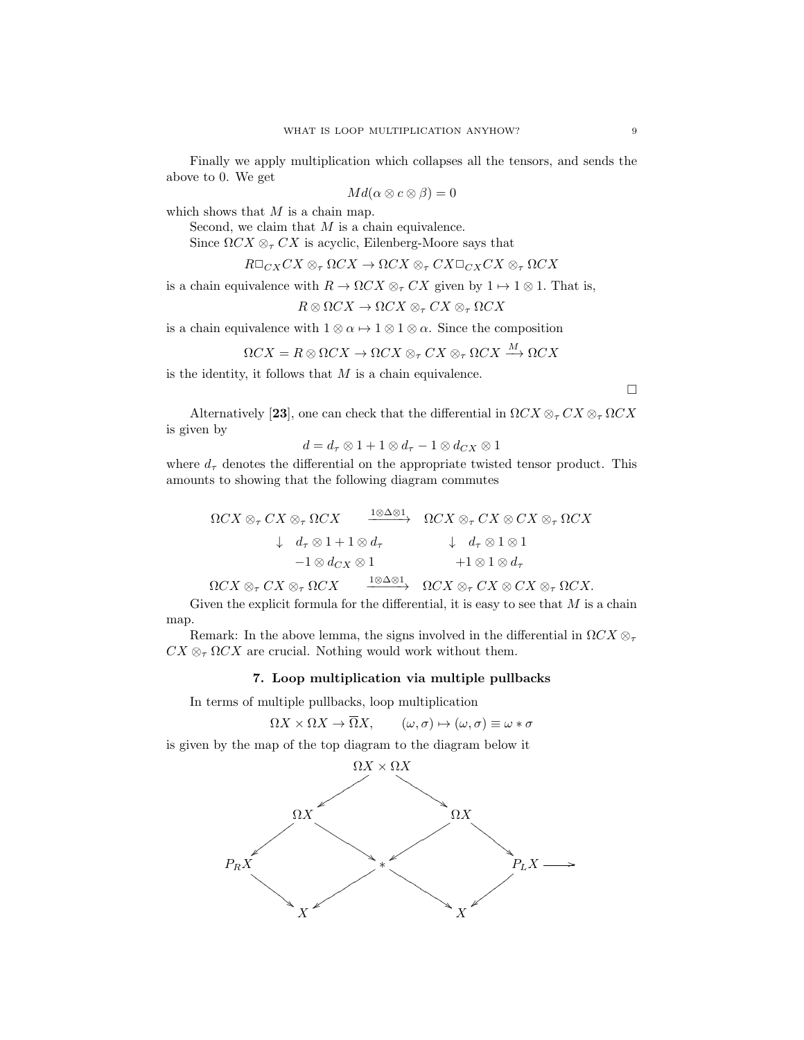Finally we apply multiplication which collapses all the tensors, and sends the above to 0. We get

$$Md(\alpha \otimes c \otimes \beta) = 0$$

which shows that $M$ is a chain map.

Second, we claim that $M$ is a chain equivalence.

Since $\Omega CX \otimes_\tau CX$ is acyclic, Eilenberg-Moore says that

$$R \square_{CX} CX \otimes_\tau \Omega CX \to \Omega CX \otimes_\tau CX \square_{CX} CX \otimes_\tau \Omega CX$$

is a chain equivalence with $R \to \Omega CX \otimes_\tau CX$ given by $1 \mapsto 1 \otimes 1$. That is,

$$R \otimes \Omega CX \to \Omega CX \otimes_\tau CX \otimes_\tau \Omega CX$$

is a chain equivalence with $1 \otimes \alpha \mapsto 1 \otimes 1 \otimes \alpha$. Since the composition

$$\Omega CX = R \otimes \Omega CX \to \Omega CX \otimes_\tau CX \otimes_\tau \Omega CX \xrightarrow{M} \Omega CX$$

is the identity, it follows that $M$ is a chain equivalence.

□

Alternatively [**23**], one can check that the differential in $\Omega CX \otimes_\tau CX \otimes_\tau \Omega CX$ is given by

$$d = d_\tau \otimes 1 + 1 \otimes d_\tau - 1 \otimes d_{CX} \otimes 1$$

where $d_\tau$ denotes the differential on the appropriate twisted tensor product. This amounts to showing that the following diagram commutes

$$\begin{array}{ccc}
\Omega CX \otimes_\tau CX \otimes_\tau \Omega CX & \xrightarrow{1\otimes\Delta\otimes 1} & \Omega CX \otimes_\tau CX \otimes CX \otimes_\tau \Omega CX \\
\downarrow \;\; d_\tau \otimes 1 + 1 \otimes d_\tau & & \downarrow \;\; d_\tau \otimes 1 \otimes 1 \\
-1 \otimes d_{CX} \otimes 1 & & +1 \otimes 1 \otimes d_\tau \\
\Omega CX \otimes_\tau CX \otimes_\tau \Omega CX & \xrightarrow{1\otimes\Delta\otimes 1} & \Omega CX \otimes_\tau CX \otimes CX \otimes_\tau \Omega CX.
\end{array}$$

Given the explicit formula for the differential, it is easy to see that $M$ is a chain map.

Remark: In the above lemma, the signs involved in the differential in $\Omega CX \otimes_\tau CX \otimes_\tau \Omega CX$ are crucial. Nothing would work without them.

## 7. Loop multiplication via multiple pullbacks

In terms of multiple pullbacks, loop multiplication

$$\Omega X \times \Omega X \to \overline{\Omega} X, \qquad (\omega, \sigma) \mapsto (\omega, \sigma) \equiv \omega * \sigma$$

is given by the map of the top diagram to the diagram below it

$\Omega X \times \Omega X$

$\Omega X$ $\Omega X$

$P_R X$ $*$ $P_L X$

$X$ $X$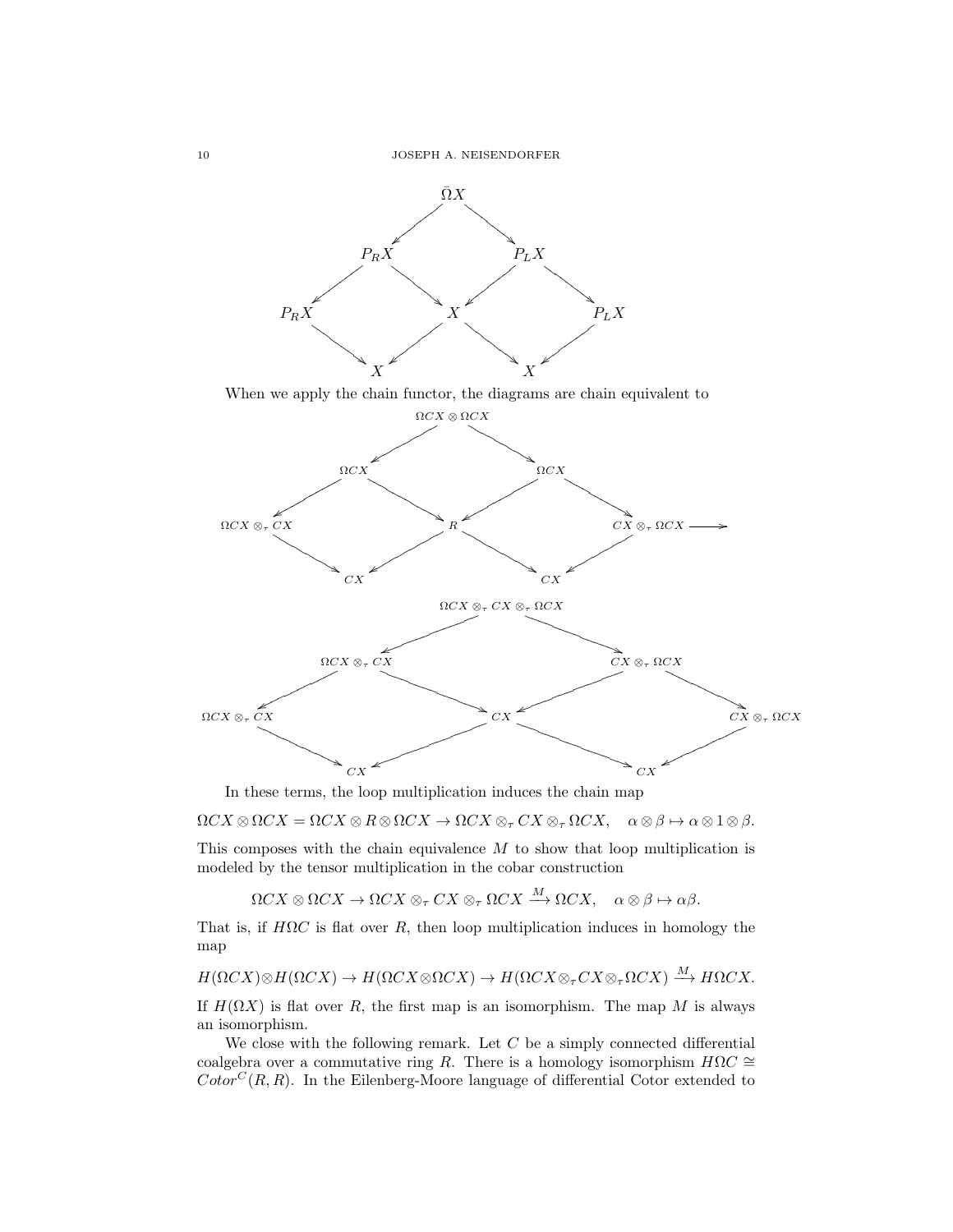$$
\begin{array}{ccccccccc}
 & & & & \bar{\Omega}X & & & & \\
 & & & \swarrow & & \searrow & & & \\
 & & P_RX & & & & P_LX & & \\
 & \swarrow & & \searrow & & \swarrow & & \searrow & \\
P_RX & & & & X & & & & P_LX \\
 & \searrow & & \swarrow & & \searrow & & \swarrow & \\
 & & X & & & & X & &
\end{array}
$$

When we apply the chain functor, the diagrams are chain equivalent to

$$
\begin{array}{ccccccccc}
 & & & & \Omega CX \otimes \Omega CX & & & & \\
 & & & \swarrow & & \searrow & & & \\
 & & \Omega CX & & & & \Omega CX & & \\
 & \swarrow & & \searrow & & \swarrow & & \searrow & \\
\Omega CX \otimes_\tau CX & & & & R & & & & CX \otimes_\tau \Omega CX \longrightarrow \\
 & \searrow & & \swarrow & & \searrow & & \swarrow & \\
 & & CX & & & & CX & &
\end{array}
$$

$$
\begin{array}{ccccccccc}
 & & & & \Omega CX \otimes_\tau CX \otimes_\tau \Omega CX & & & & \\
 & & & \swarrow & & \searrow & & & \\
 & & \Omega CX \otimes_\tau CX & & & & CX \otimes_\tau \Omega CX & & \\
 & \swarrow & & \searrow & & \swarrow & & \searrow & \\
\Omega CX \otimes_\tau CX & & & & CX & & & & CX \otimes_\tau \Omega CX \\
 & \searrow & & \swarrow & & \searrow & & \swarrow & \\
 & & CX & & & & CX & &
\end{array}
$$

In these terms, the loop multiplication induces the chain map

$$\Omega CX \otimes \Omega CX = \Omega CX \otimes R \otimes \Omega CX \to \Omega CX \otimes_\tau CX \otimes_\tau \Omega CX, \quad \alpha \otimes \beta \mapsto \alpha \otimes 1 \otimes \beta.$$

This composes with the chain equivalence $M$ to show that loop multiplication is modeled by the tensor multiplication in the cobar construction

$$\Omega CX \otimes \Omega CX \to \Omega CX \otimes_\tau CX \otimes_\tau \Omega CX \xrightarrow{M} \Omega CX, \quad \alpha \otimes \beta \mapsto \alpha\beta.$$

That is, if $H\Omega C$ is flat over $R$, then loop multiplication induces in homology the map

$$H(\Omega CX) \otimes H(\Omega CX) \to H(\Omega CX \otimes \Omega CX) \to H(\Omega CX \otimes_\tau CX \otimes_\tau \Omega CX) \xrightarrow{M} H\Omega CX.$$

If $H(\Omega X)$ is flat over $R$, the first map is an isomorphism. The map $M$ is always an isomorphism.

We close with the following remark. Let $C$ be a simply connected differential coalgebra over a commutative ring $R$. There is a homology isomorphism $H\Omega C \cong Cotor^C(R, R)$. In the Eilenberg-Moore language of differential Cotor extended to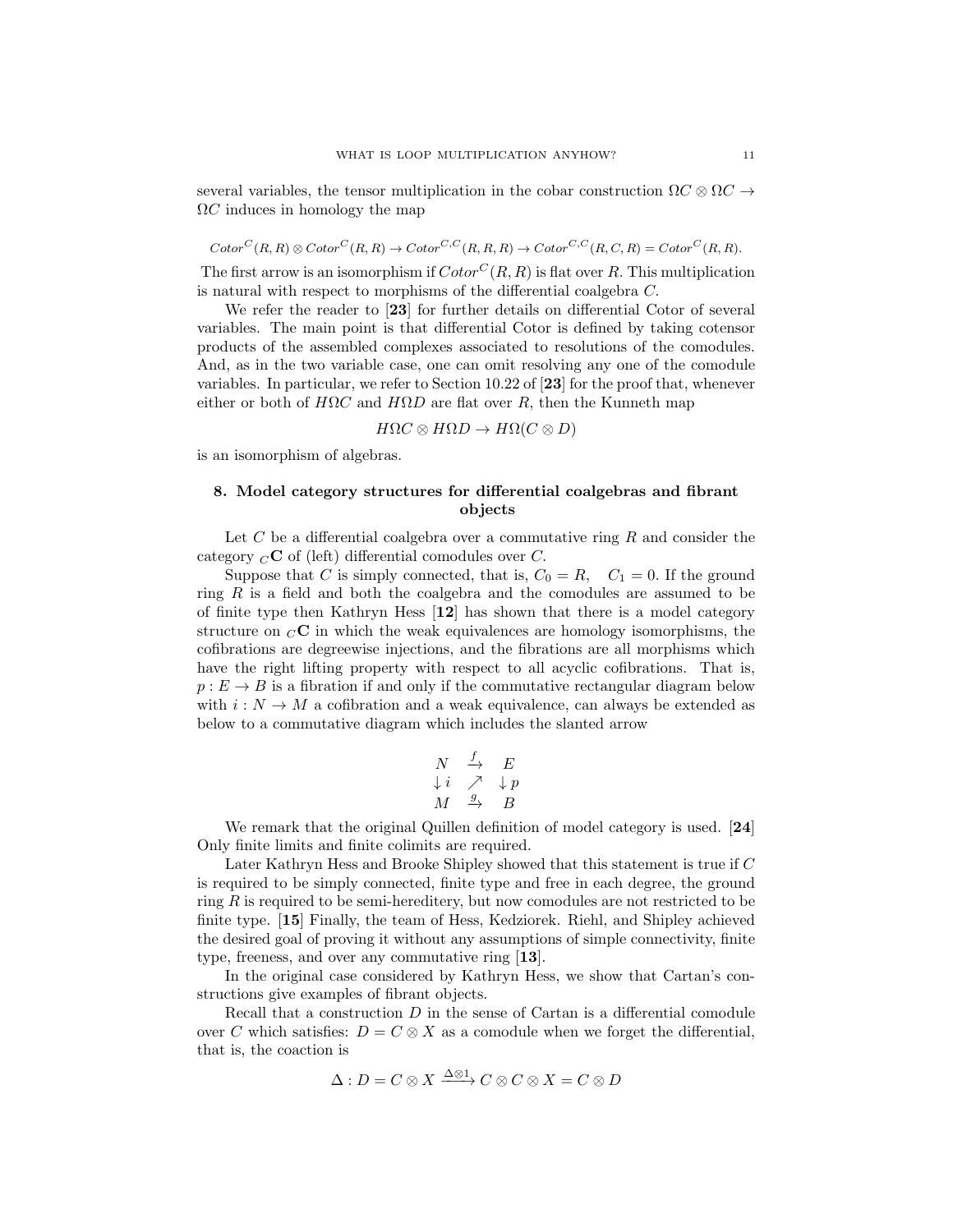several variables, the tensor multiplication in the cobar construction $\Omega C \otimes \Omega C \to \Omega C$ induces in homology the map

$$Cotor^C(R,R) \otimes Cotor^C(R,R) \to Cotor^{C,C}(R,R,R) \to Cotor^{C,C}(R,C,R) = Cotor^C(R,R).$$

The first arrow is an isomorphism if $Cotor^C(R,R)$ is flat over $R$. This multiplication is natural with respect to morphisms of the differential coalgebra $C$.

We refer the reader to [**23**] for further details on differential Cotor of several variables. The main point is that differential Cotor is defined by taking cotensor products of the assembled complexes associated to resolutions of the comodules. And, as in the two variable case, one can omit resolving any one of the comodule variables. In particular, we refer to Section 10.22 of [**23**] for the proof that, whenever either or both of $H\Omega C$ and $H\Omega D$ are flat over $R$, then the Kunneth map

$$H\Omega C \otimes H\Omega D \to H\Omega(C \otimes D)$$

is an isomorphism of algebras.

## 8. Model category structures for differential coalgebras and fibrant objects

Let $C$ be a differential coalgebra over a commutative ring $R$ and consider the category ${}_C\mathbf{C}$ of (left) differential comodules over $C$.

Suppose that $C$ is simply connected, that is, $C_0 = R, \quad C_1 = 0$. If the ground ring $R$ is a field and both the coalgebra and the comodules are assumed to be of finite type then Kathryn Hess [**12**] has shown that there is a model category structure on ${}_C\mathbf{C}$ in which the weak equivalences are homology isomorphisms, the cofibrations are degreewise injections, and the fibrations are all morphisms which have the right lifting property with respect to all acyclic cofibrations. That is, $p : E \to B$ is a fibration if and only if the commutative rectangular diagram below with $i : N \to M$ a cofibration and a weak equivalence, can always be extended as below to a commutative diagram which includes the slanted arrow

$$\begin{array}{ccc} N & \xrightarrow{f} & E \\ \downarrow i & \nearrow & \downarrow p \\ M & \xrightarrow{g} & B \end{array}$$

We remark that the original Quillen definition of model category is used. [**24**] Only finite limits and finite colimits are required.

Later Kathryn Hess and Brooke Shipley showed that this statement is true if $C$ is required to be simply connected, finite type and free in each degree, the ground ring $R$ is required to be semi-hereditery, but now comodules are not restricted to be finite type. [**15**] Finally, the team of Hess, Kedziorek. Riehl, and Shipley achieved the desired goal of proving it without any assumptions of simple connectivity, finite type, freeness, and over any commutative ring [**13**].

In the original case considered by Kathryn Hess, we show that Cartan's constructions give examples of fibrant objects.

Recall that a construction $D$ in the sense of Cartan is a differential comodule over $C$ which satisfies: $D = C \otimes X$ as a comodule when we forget the differential, that is, the coaction is

$$\Delta : D = C \otimes X \xrightarrow{\Delta \otimes 1} C \otimes C \otimes X = C \otimes D$$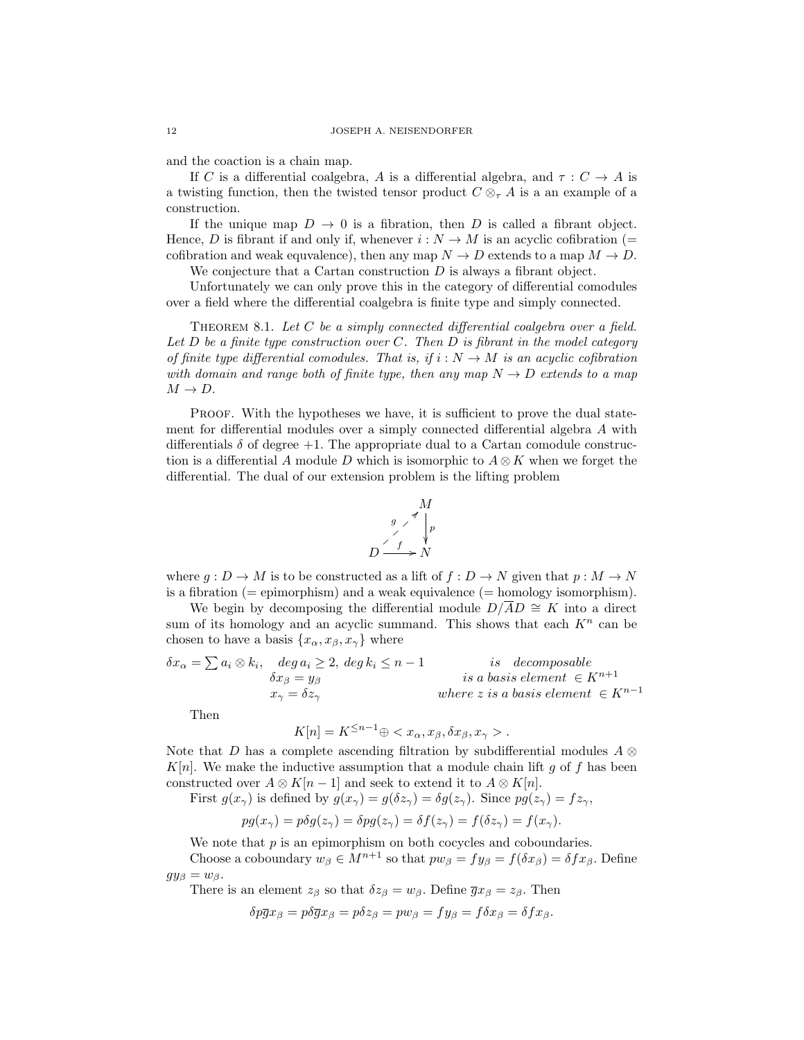and the coaction is a chain map.

If $C$ is a differential coalgebra, $A$ is a differential algebra, and $\tau : C \to A$ is a twisting function, then the twisted tensor product $C \otimes_\tau A$ is a an example of a construction.

If the unique map $D \to 0$ is a fibration, then $D$ is called a fibrant object. Hence, $D$ is fibrant if and only if, whenever $i : N \to M$ is an acyclic cofibration (= cofibration and weak equvalence), then any map $N \to D$ extends to a map $M \to D$.

We conjecture that a Cartan construction $D$ is always a fibrant object.

Unfortunately we can only prove this in the category of differential comodules over a field where the differential coalgebra is finite type and simply connected.

**Theorem 8.1.** *Let $C$ be a simply connected differential coalgebra over a field. Let $D$ be a finite type construction over $C$. Then $D$ is fibrant in the model category of finite type differential comodules. That is, if $i : N \to M$ is an acyclic cofibration with domain and range both of finite type, then any map $N \to D$ extends to a map $M \to D$.*

Proof. With the hypotheses we have, it is sufficient to prove the dual statement for differential modules over a simply connected differential algebra $A$ with differentials $\delta$ of degree $+1$. The appropriate dual to a Cartan comodule construction is a differential $A$ module $D$ which is isomorphic to $A \otimes K$ when we forget the differential. The dual of our extension problem is the lifting problem

$$\begin{array}{ccc} & & M \\ & {}^{g}\nearrow & \downarrow p \\ D & \xrightarrow{f} & N \end{array}$$

where $g : D \to M$ is to be constructed as a lift of $f : D \to N$ given that $p : M \to N$ is a fibration (= epimorphism) and a weak equivalence (= homology isomorphism).

We begin by decomposing the differential module $D/\overline{A}D \cong K$ into a direct sum of its homology and an acyclic summand. This shows that each $K^n$ can be chosen to have a basis $\{x_\alpha, x_\beta, x_\gamma\}$ where

$$\begin{array}{lll} \delta x_\alpha = \sum a_i \otimes k_i, & deg\, a_i \geq 2,\ deg\, k_i \leq n-1 & is \quad decomposable \\ & \delta x_\beta = y_\beta & is\ a\ basis\ element\ \in K^{n+1} \\ & x_\gamma = \delta z_\gamma & where\ z\ is\ a\ basis\ element\ \in K^{n-1} \end{array}$$

Then

$$K[n] = K^{\leq n-1} \oplus < x_\alpha, x_\beta, \delta x_\beta, x_\gamma > .$$

Note that $D$ has a complete ascending filtration by subdifferential modules $A \otimes K[n]$. We make the inductive assumption that a module chain lift $g$ of $f$ has been constructed over $A \otimes K[n-1]$ and seek to extend it to $A \otimes K[n]$.

First $g(x_\gamma)$ is defined by $g(x_\gamma) = g(\delta z_\gamma) = \delta g(z_\gamma)$. Since $pg(z_\gamma) = fz_\gamma$,

$$pg(x_\gamma) = p\delta g(z_\gamma) = \delta pg(z_\gamma) = \delta f(z_\gamma) = f(\delta z_\gamma) = f(x_\gamma).$$

We note that $p$ is an epimorphism on both cocycles and coboundaries.

Choose a coboundary $w_\beta \in M^{n+1}$ so that $pw_\beta = fy_\beta = f(\delta x_\beta) = \delta f x_\beta$. Define $gy_\beta = w_\beta$.

There is an element $z_\beta$ so that $\delta z_\beta = w_\beta$. Define $\overline{g}x_\beta = z_\beta$. Then

$$\delta p\overline{g}x_\beta = p\delta\overline{g}x_\beta = p\delta z_\beta = pw_\beta = fy_\beta = f\delta x_\beta = \delta f x_\beta.$$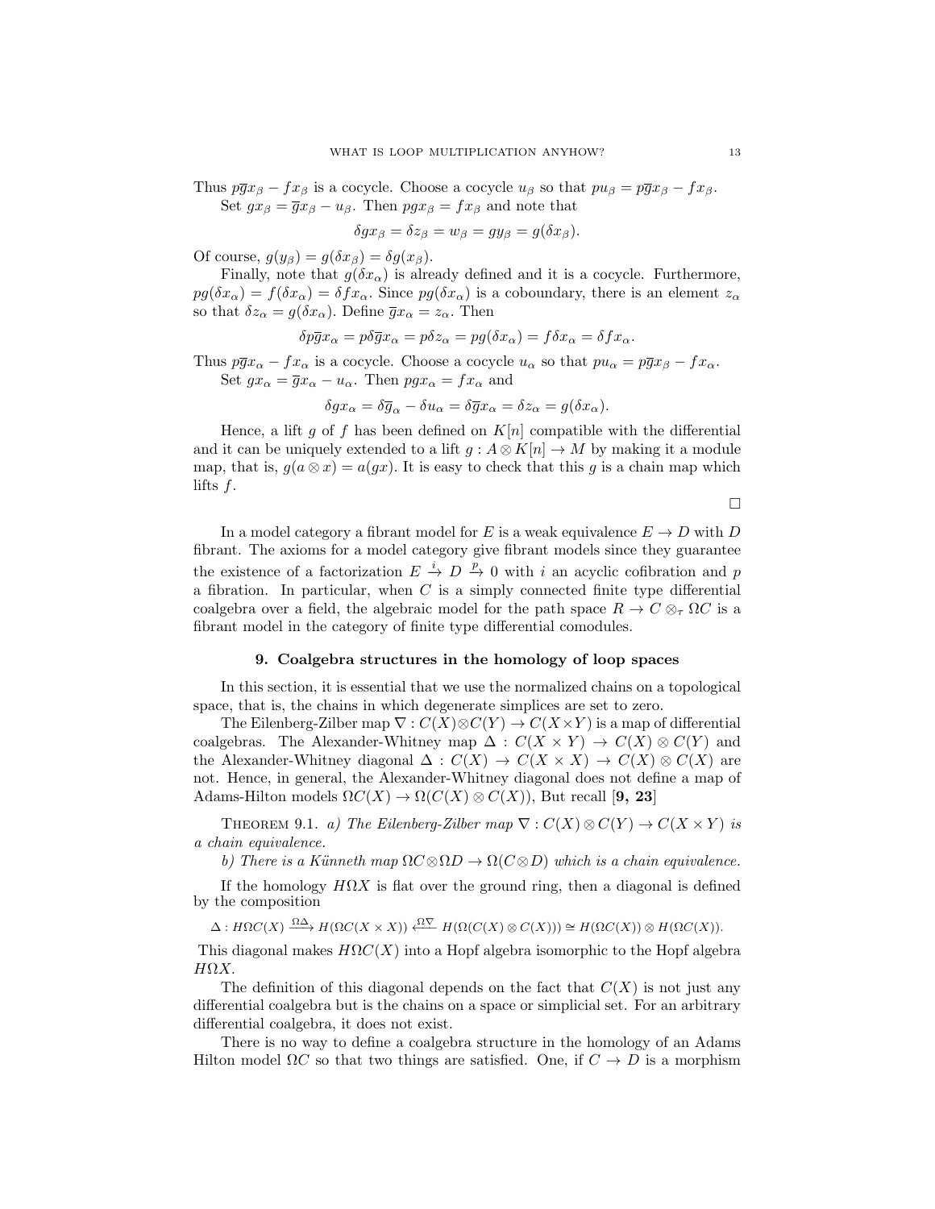Thus $p\overline{g}x_\beta - fx_\beta$ is a cocycle. Choose a cocycle $u_\beta$ so that $pu_\beta = p\overline{g}x_\beta - fx_\beta$.

Set $gx_\beta = \overline{g}x_\beta - u_\beta$. Then $pgx_\beta = fx_\beta$ and note that

$$\delta g x_\beta = \delta z_\beta = w_\beta = g y_\beta = g(\delta x_\beta).$$

Of course, $g(y_\beta) = g(\delta x_\beta) = \delta g(x_\beta)$.

Finally, note that $g(\delta x_\alpha)$ is already defined and it is a cocycle. Furthermore, $pg(\delta x_\alpha) = f(\delta x_\alpha) = \delta f x_\alpha$. Since $pg(\delta x_\alpha)$ is a coboundary, there is an element $z_\alpha$ so that $\delta z_\alpha = g(\delta x_\alpha)$. Define $\overline{g}x_\alpha = z_\alpha$. Then

$$\delta p \overline{g} x_\alpha = p\delta \overline{g} x_\alpha = p \delta z_\alpha = pg(\delta x_\alpha) = f\delta x_\alpha = \delta f x_\alpha.$$

Thus $p\overline{g}x_\alpha - fx_\alpha$ is a cocycle. Choose a cocycle $u_\alpha$ so that $pu_\alpha = p\overline{g}x_\beta - fx_\alpha$.

Set $gx_\alpha = \overline{g}x_\alpha - u_\alpha$. Then $pgx_\alpha = fx_\alpha$ and

$$\delta g x_\alpha = \delta \overline{g}_\alpha - \delta u_\alpha = \delta \overline{g} x_\alpha = \delta z_\alpha = g(\delta x_\alpha).$$

Hence, a lift $g$ of $f$ has been defined on $K[n]$ compatible with the differential and it can be uniquely extended to a lift $g : A \otimes K[n] \to M$ by making it a module map, that is, $g(a \otimes x) = a(gx)$. It is easy to check that this $g$ is a chain map which lifts $f$.

□

In a model category a fibrant model for $E$ is a weak equivalence $E \to D$ with $D$ fibrant. The axioms for a model category give fibrant models since they guarantee the existence of a factorization $E \xrightarrow{i} D \xrightarrow{p} 0$ with $i$ an acyclic cofibration and $p$ a fibration. In particular, when $C$ is a simply connected finite type differential coalgebra over a field, the algebraic model for the path space $R \to C \otimes_\tau \Omega C$ is a fibrant model in the category of finite type differential comodules.

## 9. Coalgebra structures in the homology of loop spaces

In this section, it is essential that we use the normalized chains on a topological space, that is, the chains in which degenerate simplices are set to zero.

The Eilenberg-Zilber map $\nabla : C(X) \otimes C(Y) \to C(X \times Y)$ is a map of differential coalgebras. The Alexander-Whitney map $\Delta : C(X \times Y) \to C(X) \otimes C(Y)$ and the Alexander-Whitney diagonal $\Delta : C(X) \to C(X \times X) \to C(X) \otimes C(X)$ are not. Hence, in general, the Alexander-Whitney diagonal does not define a map of Adams-Hilton models $\Omega C(X) \to \Omega(C(X) \otimes C(X))$, But recall [**9, 23**]

Theorem 9.1. *a) The Eilenberg-Zilber map $\nabla : C(X) \otimes C(Y) \to C(X \times Y)$ is a chain equivalence.*

*b) There is a Künneth map $\Omega C \otimes \Omega D \to \Omega(C \otimes D)$ which is a chain equivalence.*

If the homology $H\Omega X$ is flat over the ground ring, then a diagonal is defined by the composition

$$\Delta : H\Omega C(X) \xrightarrow{\Omega\Delta} H(\Omega C(X \times X)) \xleftarrow{\Omega\nabla} H(\Omega(C(X) \otimes C(X))) \cong H(\Omega C(X)) \otimes H(\Omega C(X)).$$

This diagonal makes $H\Omega C(X)$ into a Hopf algebra isomorphic to the Hopf algebra $H\Omega X$.

The definition of this diagonal depends on the fact that $C(X)$ is not just any differential coalgebra but is the chains on a space or simplicial set. For an arbitrary differential coalgebra, it does not exist.

There is no way to define a coalgebra structure in the homology of an Adams Hilton model $\Omega C$ so that two things are satisfied. One, if $C \to D$ is a morphism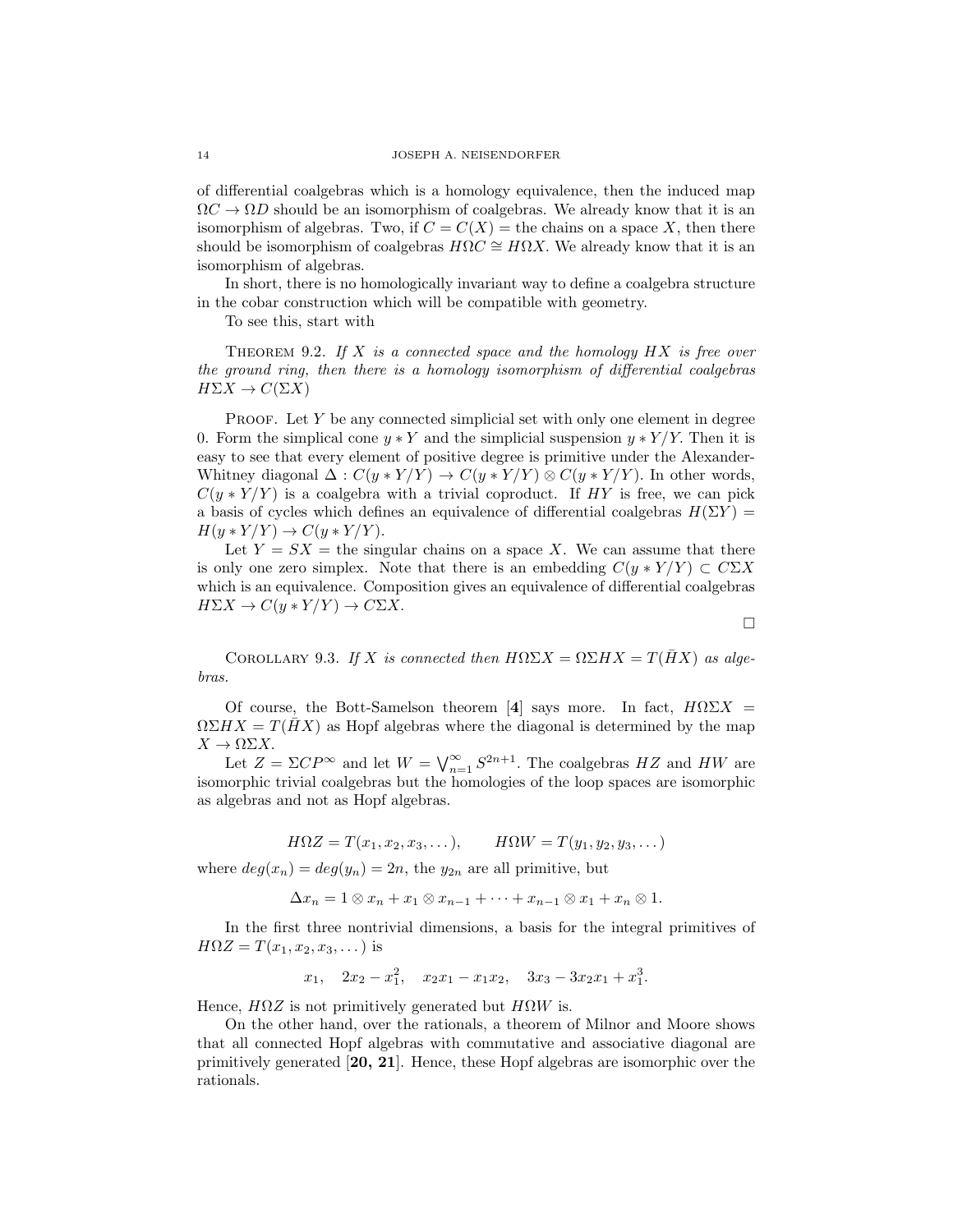of differential coalgebras which is a homology equivalence, then the induced map $\Omega C \to \Omega D$ should be an isomorphism of coalgebras. We already know that it is an isomorphism of algebras. Two, if $C = C(X) =$ the chains on a space $X$, then there should be isomorphism of coalgebras $H\Omega C \cong H\Omega X$. We already know that it is an isomorphism of algebras.

In short, there is no homologically invariant way to define a coalgebra structure in the cobar construction which will be compatible with geometry.

To see this, start with

Theorem 9.2. *If $X$ is a connected space and the homology $HX$ is free over the ground ring, then there is a homology isomorphism of differential coalgebras $H\Sigma X \to C(\Sigma X)$*

Proof. Let $Y$ be any connected simplicial set with only one element in degree 0. Form the simplical cone $y * Y$ and the simplicial suspension $y * Y/Y$. Then it is easy to see that every element of positive degree is primitive under the Alexander-Whitney diagonal $\Delta : C(y * Y/Y) \to C(y * Y/Y) \otimes C(y * Y/Y)$. In other words, $C(y * Y/Y)$ is a coalgebra with a trivial coproduct. If $HY$ is free, we can pick a basis of cycles which defines an equivalence of differential coalgebras $H(\Sigma Y) = H(y * Y/Y) \to C(y * Y/Y)$.

Let $Y = SX =$ the singular chains on a space $X$. We can assume that there is only one zero simplex. Note that there is an embedding $C(y * Y/Y) \subset C\Sigma X$ which is an equivalence. Composition gives an equivalence of differential coalgebras $H\Sigma X \to C(y * Y/Y) \to C\Sigma X$.

$\square$

Corollary 9.3. *If $X$ is connected then $H\Omega\Sigma X = \Omega\Sigma HX = T(\bar{H}X)$ as algebras.*

Of course, the Bott-Samelson theorem [**4**] says more. In fact, $H\Omega\Sigma X = \Omega\Sigma HX = T(\bar{H}X)$ as Hopf algebras where the diagonal is determined by the map $X \to \Omega\Sigma X$.

Let $Z = \Sigma CP^\infty$ and let $W = \bigvee_{n=1}^{\infty} S^{2n+1}$. The coalgebras $HZ$ and $HW$ are isomorphic trivial coalgebras but the homologies of the loop spaces are isomorphic as algebras and not as Hopf algebras.

$$H\Omega Z = T(x_1, x_2, x_3, \dots), \qquad H\Omega W = T(y_1, y_2, y_3, \dots)$$

where $deg(x_n) = deg(y_n) = 2n$, the $y_{2n}$ are all primitive, but

$$\Delta x_n = 1 \otimes x_n + x_1 \otimes x_{n-1} + \cdots + x_{n-1} \otimes x_1 + x_n \otimes 1.$$

In the first three nontrivial dimensions, a basis for the integral primitives of $H\Omega Z = T(x_1, x_2, x_3, \dots)$ is

$$x_1, \quad 2x_2 - x_1^2, \quad x_2x_1 - x_1x_2, \quad 3x_3 - 3x_2x_1 + x_1^3.$$

Hence, $H\Omega Z$ is not primitively generated but $H\Omega W$ is.

On the other hand, over the rationals, a theorem of Milnor and Moore shows that all connected Hopf algebras with commutative and associative diagonal are primitively generated [**20, 21**]. Hence, these Hopf algebras are isomorphic over the rationals.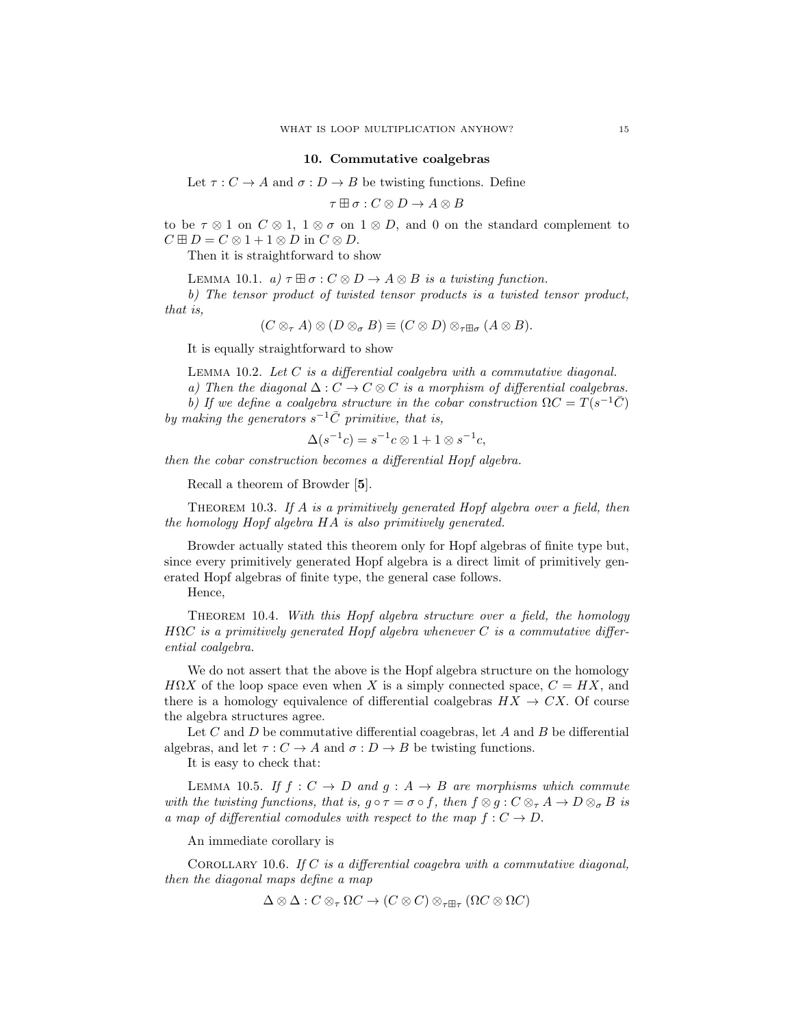## 10. Commutative coalgebras

Let $\tau : C \to A$ and $\sigma : D \to B$ be twisting functions. Define

$$\tau \boxplus \sigma : C \otimes D \to A \otimes B$$

to be $\tau \otimes 1$ on $C \otimes 1$, $1 \otimes \sigma$ on $1 \otimes D$, and 0 on the standard complement to $C \boxplus D = C \otimes 1 + 1 \otimes D$ in $C \otimes D$.

Then it is straightforward to show

LEMMA 10.1. *a) $\tau \boxplus \sigma : C \otimes D \to A \otimes B$ is a twisting function.*

*b) The tensor product of twisted tensor products is a twisted tensor product, that is,*

$$(C \otimes_\tau A) \otimes (D \otimes_\sigma B) \equiv (C \otimes D) \otimes_{\tau \boxplus \sigma} (A \otimes B).$$

It is equally straightforward to show

LEMMA 10.2. *Let $C$ is a differential coalgebra with a commutative diagonal.*

*a) Then the diagonal $\Delta : C \to C \otimes C$ is a morphism of differential coalgebras.*

*b) If we define a coalgebra structure in the cobar construction $\Omega C = T(s^{-1}\bar{C})$ by making the generators $s^{-1}\bar{C}$ primitive, that is,*

$$\Delta(s^{-1}c) = s^{-1}c \otimes 1 + 1 \otimes s^{-1}c,$$

*then the cobar construction becomes a differential Hopf algebra.*

Recall a theorem of Browder [**5**].

THEOREM 10.3. *If $A$ is a primitively generated Hopf algebra over a field, then the homology Hopf algebra $HA$ is also primitively generated.*

Browder actually stated this theorem only for Hopf algebras of finite type but, since every primitively generated Hopf algebra is a direct limit of primitively generated Hopf algebras of finite type, the general case follows.

Hence,

THEOREM 10.4. *With this Hopf algebra structure over a field, the homology $H\Omega C$ is a primitively generated Hopf algebra whenever $C$ is a commutative differential coalgebra.*

We do not assert that the above is the Hopf algebra structure on the homology $H\Omega X$ of the loop space even when $X$ is a simply connected space, $C = HX$, and there is a homology equivalence of differential coalgebras $HX \to CX$. Of course the algebra structures agree.

Let $C$ and $D$ be commutative differential coagebras, let $A$ and $B$ be differential algebras, and let $\tau : C \to A$ and $\sigma : D \to B$ be twisting functions.

It is easy to check that:

LEMMA 10.5. *If $f : C \to D$ and $g : A \to B$ are morphisms which commute with the twisting functions, that is, $g \circ \tau = \sigma \circ f$, then $f \otimes g : C \otimes_\tau A \to D \otimes_\sigma B$ is a map of differential comodules with respect to the map $f : C \to D$.*

An immediate corollary is

COROLLARY 10.6. *If $C$ is a differential coagebra with a commutative diagonal, then the diagonal maps define a map*

$$\Delta \otimes \Delta : C \otimes_\tau \Omega C \to (C \otimes C) \otimes_{\tau \boxplus \tau} (\Omega C \otimes \Omega C)$$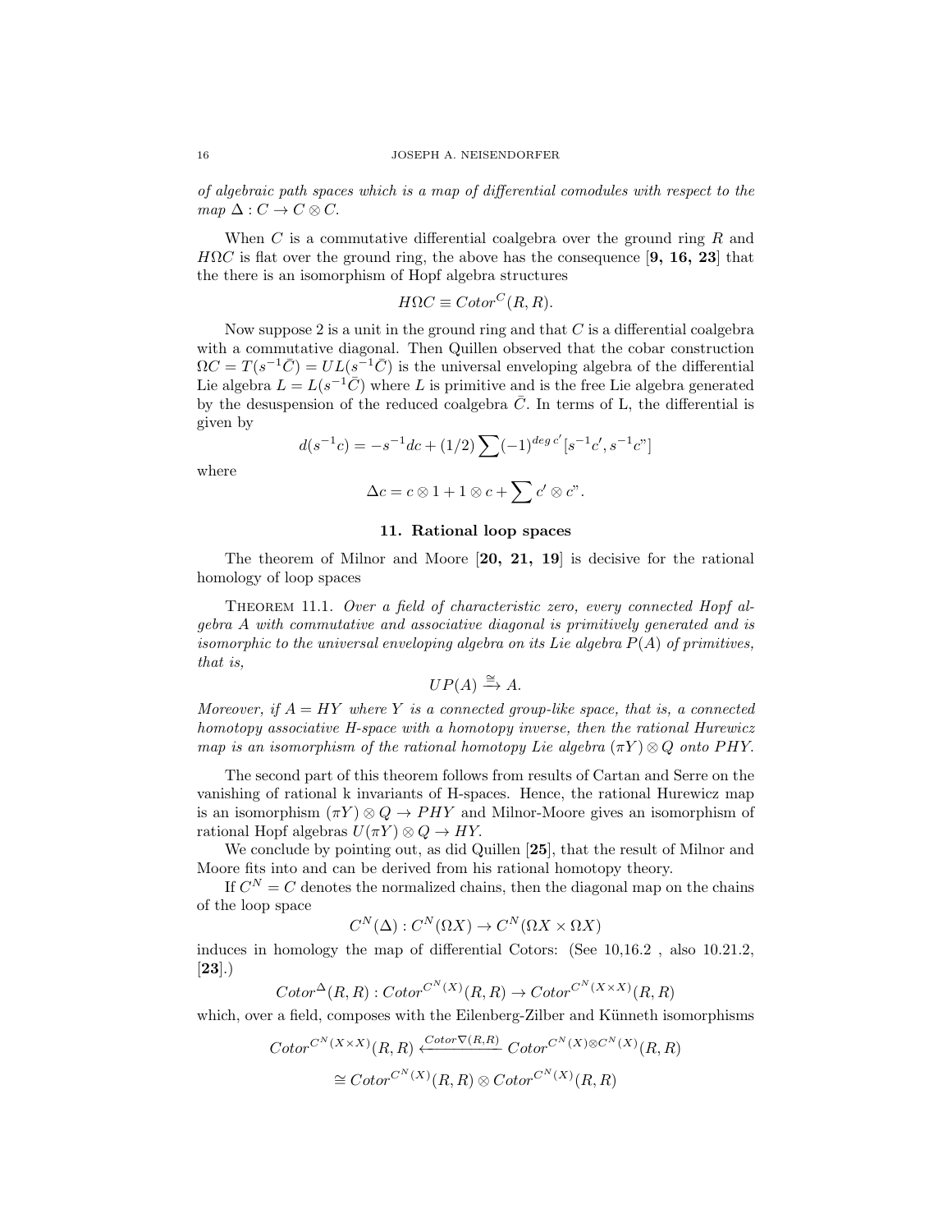*of algebraic path spaces which is a map of differential comodules with respect to the map $\Delta : C \to C \otimes C$.*

When $C$ is a commutative differential coalgebra over the ground ring $R$ and $H\Omega C$ is flat over the ground ring, the above has the consequence [**9, 16, 23**] that the there is an isomorphism of Hopf algebra structures

$$H\Omega C \equiv Cotor^{C}(R, R).$$

Now suppose 2 is a unit in the ground ring and that $C$ is a differential coalgebra with a commutative diagonal. Then Quillen observed that the cobar construction $\Omega C = T(s^{-1}\bar{C}) = UL(s^{-1}\bar{C})$ is the universal enveloping algebra of the differential Lie algebra $L = L(s^{-1}\bar{C})$ where $L$ is primitive and is the free Lie algebra generated by the desuspension of the reduced coalgebra $\bar{C}$. In terms of L, the differential is given by

$$d(s^{-1}c) = -s^{-1}dc + (1/2)\sum(-1)^{deg\, c'}[s^{-1}c', s^{-1}c"]$$

where

$$\Delta c = c \otimes 1 + 1 \otimes c + \sum c' \otimes c".$$

## 11. Rational loop spaces

The theorem of Milnor and Moore [**20, 21, 19**] is decisive for the rational homology of loop spaces

Theorem 11.1. *Over a field of characteristic zero, every connected Hopf algebra $A$ with commutative and associative diagonal is primitively generated and is isomorphic to the universal enveloping algebra on its Lie algebra $P(A)$ of primitives, that is,*

$$UP(A) \xrightarrow{\cong} A.$$

*Moreover, if $A = HY$ where $Y$ is a connected group-like space, that is, a connected homotopy associative H-space with a homotopy inverse, then the rational Hurewicz map is an isomorphism of the rational homotopy Lie algebra $(\pi Y) \otimes Q$ onto $PHY$.*

The second part of this theorem follows from results of Cartan and Serre on the vanishing of rational k invariants of H-spaces. Hence, the rational Hurewicz map is an isomorphism $(\pi Y) \otimes Q \to PHY$ and Milnor-Moore gives an isomorphism of rational Hopf algebras $U(\pi Y) \otimes Q \to HY$.

We conclude by pointing out, as did Quillen [**25**], that the result of Milnor and Moore fits into and can be derived from his rational homotopy theory.

If $C^N = C$ denotes the normalized chains, then the diagonal map on the chains of the loop space

$$C^N(\Delta) : C^N(\Omega X) \to C^N(\Omega X \times \Omega X)$$

induces in homology the map of differential Cotors: (See 10,16.2 , also 10.21.2, [**23**].)

$$Cotor^{\Delta}(R, R) : Cotor^{C^N(X)}(R, R) \to Cotor^{C^N(X \times X)}(R, R)$$

which, over a field, composes with the Eilenberg-Zilber and Künneth isomorphisms

$$Cotor^{C^N(X \times X)}(R, R) \xleftarrow{Cotor \nabla(R,R)} Cotor^{C^N(X) \otimes C^N(X)}(R, R)$$

$$\cong Cotor^{C^N(X)}(R, R) \otimes Cotor^{C^N(X)}(R, R)$$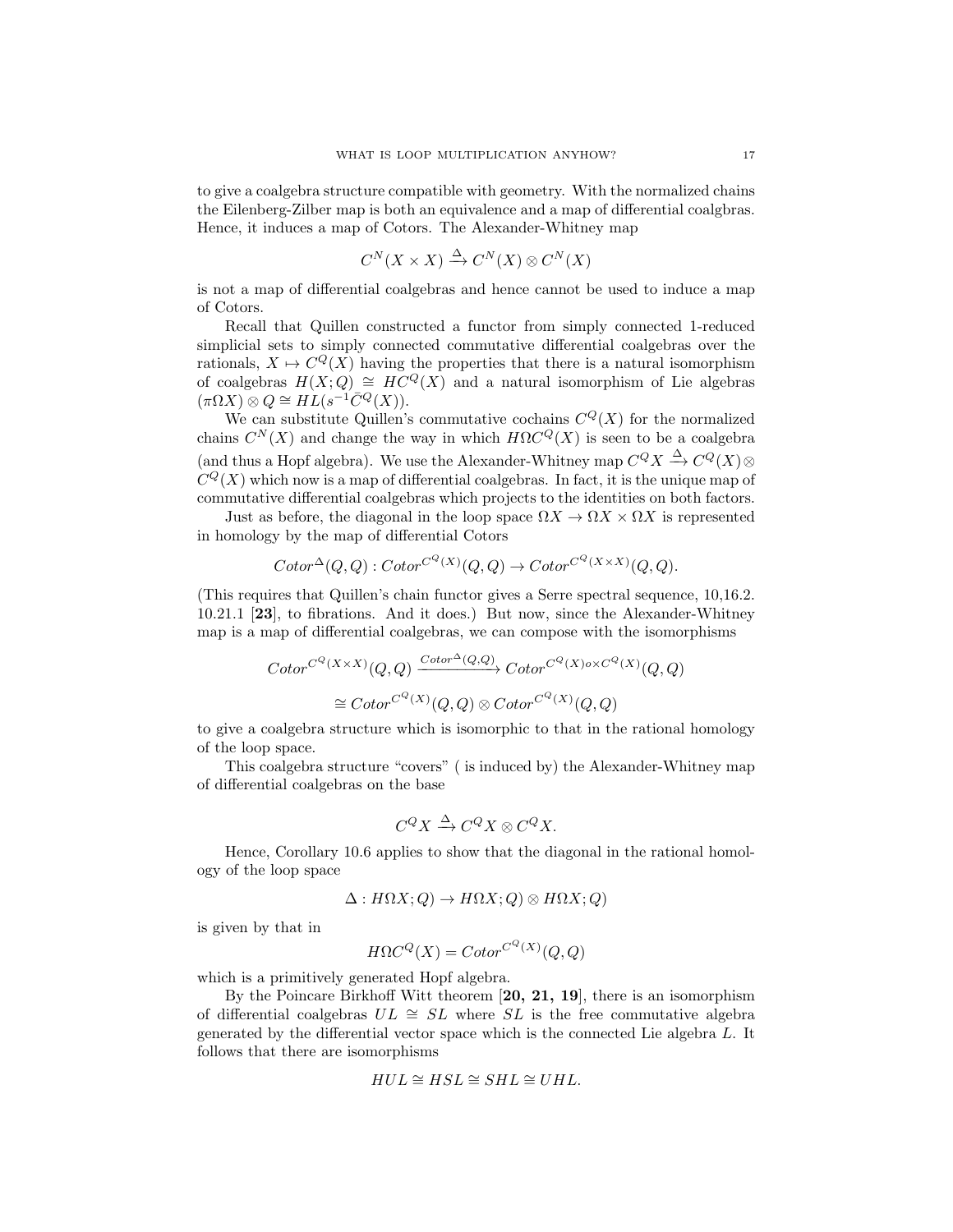to give a coalgebra structure compatible with geometry. With the normalized chains the Eilenberg-Zilber map is both an equivalence and a map of differential coalgbras. Hence, it induces a map of Cotors. The Alexander-Whitney map

$$C^N(X \times X) \xrightarrow{\Delta} C^N(X) \otimes C^N(X)$$

is not a map of differential coalgebras and hence cannot be used to induce a map of Cotors.

Recall that Quillen constructed a functor from simply connected 1-reduced simplicial sets to simply connected commutative differential coalgebras over the rationals, $X \mapsto C^Q(X)$ having the properties that there is a natural isomorphism of coalgebras $H(X;Q) \cong HC^Q(X)$ and a natural isomorphism of Lie algebras $(\pi\Omega X) \otimes Q \cong HL(s^{-1}\bar{C}^Q(X))$.

We can substitute Quillen's commutative cochains $C^Q(X)$ for the normalized chains $C^N(X)$ and change the way in which $H\Omega C^Q(X)$ is seen to be a coalgebra (and thus a Hopf algebra). We use the Alexander-Whitney map $C^Q X \xrightarrow{\Delta} C^Q(X) \otimes C^Q(X)$ which now is a map of differential coalgebras. In fact, it is the unique map of commutative differential coalgebras which projects to the identities on both factors.

Just as before, the diagonal in the loop space $\Omega X \to \Omega X \times \Omega X$ is represented in homology by the map of differential Cotors

$$Cotor^{\Delta}(Q,Q) : Cotor^{C^Q(X)}(Q,Q) \to Cotor^{C^Q(X \times X)}(Q,Q).$$

(This requires that Quillen's chain functor gives a Serre spectral sequence, 10,16.2. 10.21.1 [**23**], to fibrations. And it does.) But now, since the Alexander-Whitney map is a map of differential coalgebras, we can compose with the isomorphisms

$$Cotor^{C^Q(X \times X)}(Q,Q) \xrightarrow{Cotor^{\Delta}(Q,Q)} Cotor^{C^Q(X) o \times C^Q(X)}(Q,Q)$$

$$\cong Cotor^{C^Q(X)}(Q,Q) \otimes Cotor^{C^Q(X)}(Q,Q)$$

to give a coalgebra structure which is isomorphic to that in the rational homology of the loop space.

This coalgebra structure "covers" ( is induced by) the Alexander-Whitney map of differential coalgebras on the base

$$C^Q X \xrightarrow{\Delta} C^Q X \otimes C^Q X.$$

Hence, Corollary 10.6 applies to show that the diagonal in the rational homology of the loop space

$$\Delta : H\Omega X;Q) \to H\Omega X;Q) \otimes H\Omega X;Q)$$

is given by that in

$$H\Omega C^Q(X) = Cotor^{C^Q(X)}(Q,Q)$$

which is a primitively generated Hopf algebra.

By the Poincare Birkhoff Witt theorem [**20, 21, 19**], there is an isomorphism of differential coalgebras $UL \cong SL$ where $SL$ is the free commutative algebra generated by the differential vector space which is the connected Lie algebra $L$. It follows that there are isomorphisms

$$HUL \cong HSL \cong SHL \cong UHL.$$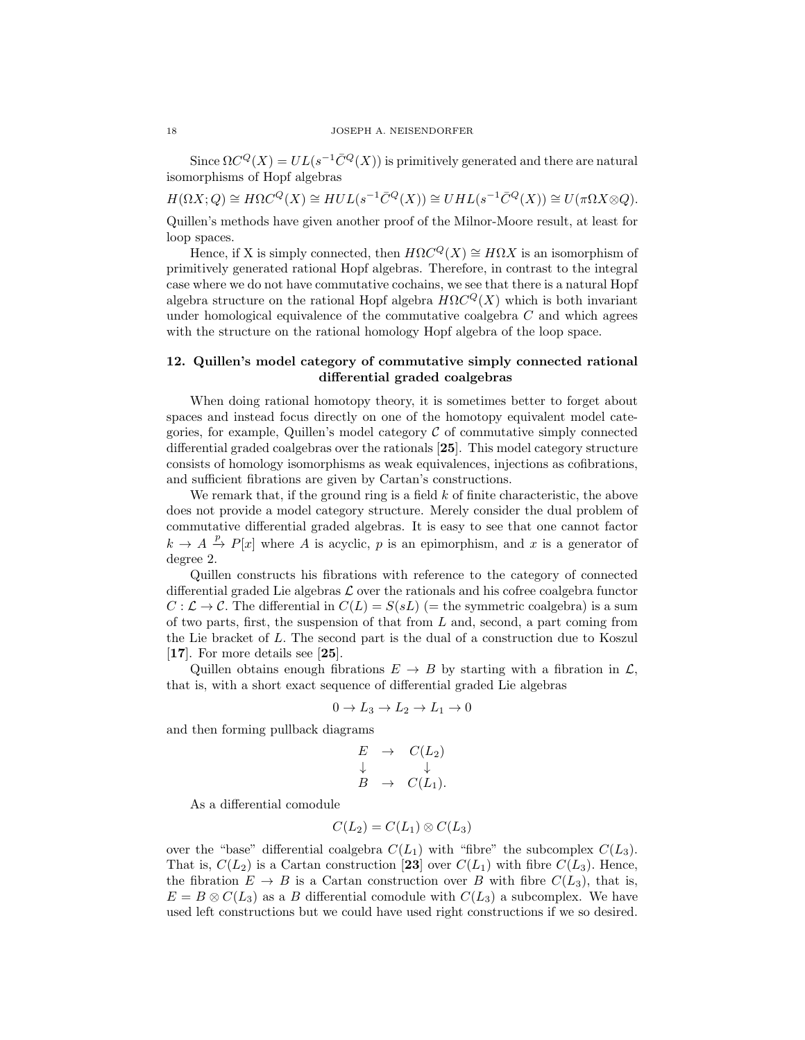Since $\Omega C^Q(X) = UL(s^{-1}\bar{C}^Q(X))$ is primitively generated and there are natural isomorphisms of Hopf algebras

$$H(\Omega X; Q) \cong H\Omega C^Q(X) \cong HUL(s^{-1}\bar{C}^Q(X)) \cong UHL(s^{-1}\bar{C}^Q(X)) \cong U(\pi\Omega X \otimes Q).$$

Quillen's methods have given another proof of the Milnor-Moore result, at least for loop spaces.

Hence, if X is simply connected, then $H\Omega C^Q(X) \cong H\Omega X$ is an isomorphism of primitively generated rational Hopf algebras. Therefore, in contrast to the integral case where we do not have commutative cochains, we see that there is a natural Hopf algebra structure on the rational Hopf algebra $H\Omega C^Q(X)$ which is both invariant under homological equivalence of the commutative coalgebra $C$ and which agrees with the structure on the rational homology Hopf algebra of the loop space.

## 12. Quillen's model category of commutative simply connected rational differential graded coalgebras

When doing rational homotopy theory, it is sometimes better to forget about spaces and instead focus directly on one of the homotopy equivalent model categories, for example, Quillen's model category $\mathcal{C}$ of commutative simply connected differential graded coalgebras over the rationals [**25**]. This model category structure consists of homology isomorphisms as weak equivalences, injections as cofibrations, and sufficient fibrations are given by Cartan's constructions.

We remark that, if the ground ring is a field $k$ of finite characteristic, the above does not provide a model category structure. Merely consider the dual problem of commutative differential graded algebras. It is easy to see that one cannot factor $k \to A \xrightarrow{p} P[x]$ where $A$ is acyclic, $p$ is an epimorphism, and $x$ is a generator of degree 2.

Quillen constructs his fibrations with reference to the category of connected differential graded Lie algebras $\mathcal{L}$ over the rationals and his cofree coalgebra functor $C : \mathcal{L} \to \mathcal{C}$. The differential in $C(L) = S(sL)$ (= the symmetric coalgebra) is a sum of two parts, first, the suspension of that from $L$ and, second, a part coming from the Lie bracket of $L$. The second part is the dual of a construction due to Koszul [**17**]. For more details see [**25**].

Quillen obtains enough fibrations $E \to B$ by starting with a fibration in $\mathcal{L}$, that is, with a short exact sequence of differential graded Lie algebras

$$0 \to L_3 \to L_2 \to L_1 \to 0$$

and then forming pullback diagrams

$$\begin{array}{ccc} E & \to & C(L_2) \\ \downarrow & & \downarrow \\ B & \to & C(L_1). \end{array}$$

As a differential comodule

$$C(L_2) = C(L_1) \otimes C(L_3)$$

over the "base" differential coalgebra $C(L_1)$ with "fibre" the subcomplex $C(L_3)$. That is, $C(L_2)$ is a Cartan construction [**23**] over $C(L_1)$ with fibre $C(L_3)$. Hence, the fibration $E \to B$ is a Cartan construction over $B$ with fibre $C(L_3)$, that is, $E = B \otimes C(L_3)$ as a $B$ differential comodule with $C(L_3)$ a subcomplex. We have used left constructions but we could have used right constructions if we so desired.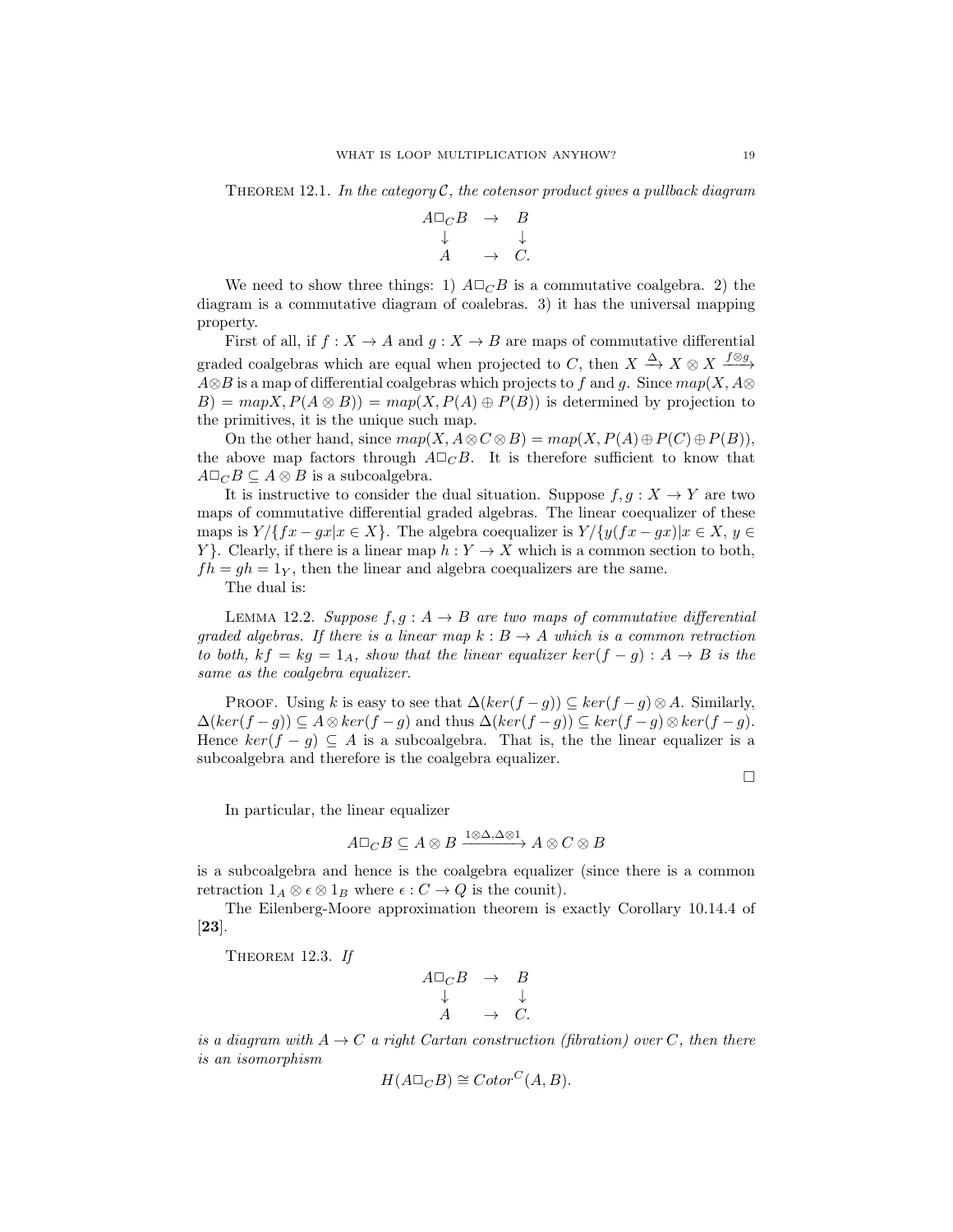THEOREM 12.1. *In the category $\mathcal{C}$, the cotensor product gives a pullback diagram*

$$\begin{array}{ccc} A\Box_C B & \rightarrow & B \\ \downarrow & & \downarrow \\ A & \rightarrow & C. \end{array}$$

We need to show three things: 1) $A\Box_C B$ is a commutative coalgebra. 2) the diagram is a commutative diagram of coalebras. 3) it has the universal mapping property.

First of all, if $f : X \to A$ and $g : X \to B$ are maps of commutative differential graded coalgebras which are equal when projected to $C$, then $X \xrightarrow{\Delta} X \otimes X \xrightarrow{f\otimes g} A \otimes B$ is a map of differential coalgebras which projects to $f$ and $g$. Since $map(X, A \otimes B) = mapX, P(A \otimes B)) = map(X, P(A) \oplus P(B))$ is determined by projection to the primitives, it is the unique such map.

On the other hand, since $map(X, A \otimes C \otimes B) = map(X, P(A) \oplus P(C) \oplus P(B))$, the above map factors through $A\Box_C B$. It is therefore sufficient to know that $A\Box_C B \subseteq A \otimes B$ is a subcoalgebra.

It is instructive to consider the dual situation. Suppose $f, g : X \to Y$ are two maps of commutative differential graded algebras. The linear coequalizer of these maps is $Y/\{fx - gx | x \in X\}$. The algebra coequalizer is $Y/\{y(fx - gx) | x \in X, y \in Y\}$. Clearly, if there is a linear map $h : Y \to X$ which is a common section to both, $fh = gh = 1_Y$, then the linear and algebra coequalizers are the same.

The dual is:

LEMMA 12.2. *Suppose $f, g : A \to B$ are two maps of commutative differential graded algebras. If there is a linear map $k : B \to A$ which is a common retraction to both, $kf = kg = 1_A$, show that the linear equalizer $ker(f - g) : A \to B$ is the same as the coalgebra equalizer.*

PROOF. Using $k$ is easy to see that $\Delta(ker(f - g)) \subseteq ker(f - g) \otimes A$. Similarly, $\Delta(ker(f - g)) \subseteq A \otimes ker(f - g)$ and thus $\Delta(ker(f - g)) \subseteq ker(f - g) \otimes ker(f - g)$. Hence $ker(f - g) \subseteq A$ is a subcoalgebra. That is, the the linear equalizer is a subcoalgebra and therefore is the coalgebra equalizer.

□

In particular, the linear equalizer

$$A\Box_C B \subseteq A \otimes B \xrightarrow{1\otimes\Delta, \Delta\otimes 1} A \otimes C \otimes B$$

is a subcoalgebra and hence is the coalgebra equalizer (since there is a common retraction $1_A \otimes \epsilon \otimes 1_B$ where $\epsilon : C \to Q$ is the counit).

The Eilenberg-Moore approximation theorem is exactly Corollary 10.14.4 of [**23**].

THEOREM 12.3. *If*

$$\begin{array}{ccc} A\Box_C B & \rightarrow & B \\ \downarrow & & \downarrow \\ A & \rightarrow & C. \end{array}$$

*is a diagram with $A \to C$ a right Cartan construction (fibration) over $C$, then there is an isomorphism*

$$H(A\Box_C B) \cong Cotor^C(A, B).$$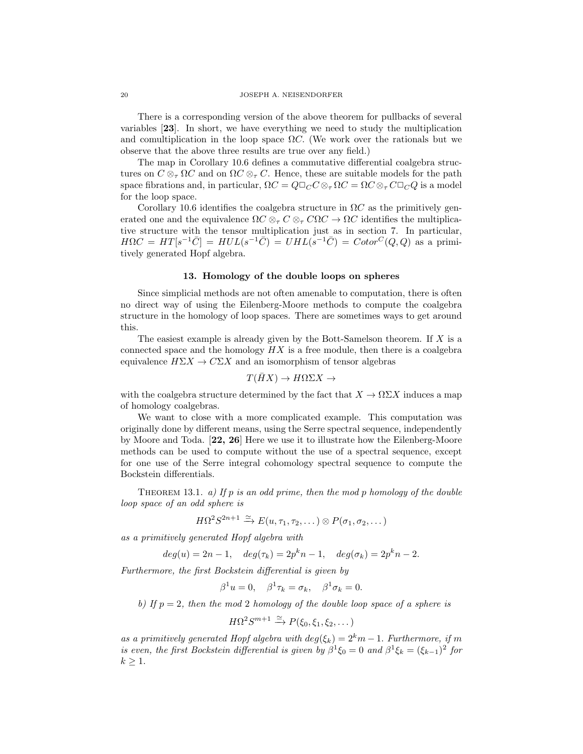There is a corresponding version of the above theorem for pullbacks of several variables [**23**]. In short, we have everything we need to study the multiplication and comultiplication in the loop space $\Omega C$. (We work over the rationals but we observe that the above three results are true over any field.)

The map in Corollary 10.6 defines a commutative differential coalgebra structures on $C \otimes_\tau \Omega C$ and on $\Omega C \otimes_\tau C$. Hence, these are suitable models for the path space fibrations and, in particular, $\Omega C = Q \square_C C \otimes_\tau \Omega C = \Omega C \otimes_\tau C \square_C Q$ is a model for the loop space.

Corollary 10.6 identifies the coalgebra structure in $\Omega C$ as the primitively generated one and the equivalence $\Omega C \otimes_\tau C \otimes_\tau C\Omega C \to \Omega C$ identifies the multiplicative structure with the tensor multiplication just as in section 7. In particular, $H\Omega C = HT[s^{-1}\bar{C}] = HUL(s^{-1}\bar{C}) = UHL(s^{-1}\bar{C}) = Cotor^C(Q,Q)$ as a primitively generated Hopf algebra.

## 13. Homology of the double loops on spheres

Since simplicial methods are not often amenable to computation, there is often no direct way of using the Eilenberg-Moore methods to compute the coalgebra structure in the homology of loop spaces. There are sometimes ways to get around this.

The easiest example is already given by the Bott-Samelson theorem. If $X$ is a connected space and the homology $HX$ is a free module, then there is a coalgebra equivalence $H\Sigma X \to C\Sigma X$ and an isomorphism of tensor algebras

$$T(\bar{H}X) \to H\Omega\Sigma X \to$$

with the coalgebra structure determined by the fact that $X \to \Omega\Sigma X$ induces a map of homology coalgebras.

We want to close with a more complicated example. This computation was originally done by different means, using the Serre spectral sequence, independently by Moore and Toda. [**22, 26**] Here we use it to illustrate how the Eilenberg-Moore methods can be used to compute without the use of a spectral sequence, except for one use of the Serre integral cohomology spectral sequence to compute the Bockstein differentials.

THEOREM 13.1. *a) If $p$ is an odd prime, then the mod $p$ homology of the double loop space of an odd sphere is*

$$H\Omega^2 S^{2n+1} \xrightarrow{\simeq} E(u, \tau_1, \tau_2, \dots) \otimes P(\sigma_1, \sigma_2, \dots)$$

*as a primitively generated Hopf algebra with*

$$deg(u) = 2n-1, \quad deg(\tau_k) = 2p^k n - 1, \quad deg(\sigma_k) = 2p^k n - 2.$$

*Furthermore, the first Bockstein differential is given by*

$$\beta^1 u = 0, \quad \beta^1 \tau_k = \sigma_k, \quad \beta^1 \sigma_k = 0.$$

*b) If $p = 2$, then the mod 2 homology of the double loop space of a sphere is*

$$H\Omega^2 S^{m+1} \xrightarrow{\simeq} P(\xi_0, \xi_1, \xi_2, \dots)$$

*as a primitively generated Hopf algebra with $deg(\xi_k) = 2^k m - 1$. Furthermore, if $m$ is even, the first Bockstein differential is given by $\beta^1 \xi_0 = 0$ and $\beta^1 \xi_k = (\xi_{k-1})^2$ for $k \geq 1$.*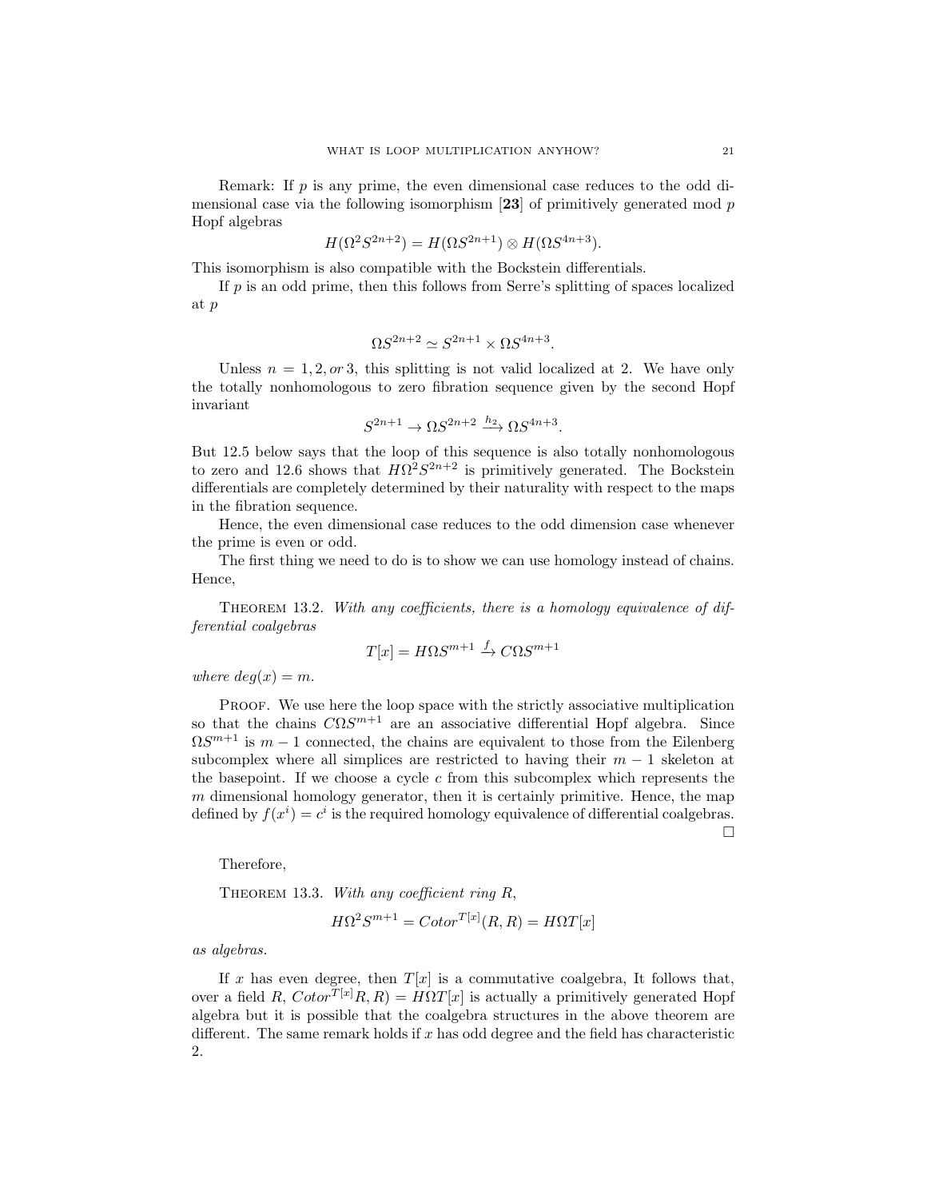Remark: If $p$ is any prime, the even dimensional case reduces to the odd dimensional case via the following isomorphism [**23**] of primitively generated mod $p$ Hopf algebras

$$H(\Omega^2 S^{2n+2}) = H(\Omega S^{2n+1}) \otimes H(\Omega S^{4n+3}).$$

This isomorphism is also compatible with the Bockstein differentials.

If $p$ is an odd prime, then this follows from Serre's splitting of spaces localized at $p$

$$\Omega S^{2n+2} \simeq S^{2n+1} \times \Omega S^{4n+3}.$$

Unless $n = 1, 2, or\, 3$, this splitting is not valid localized at 2. We have only the totally nonhomologous to zero fibration sequence given by the second Hopf invariant

$$S^{2n+1} \to \Omega S^{2n+2} \xrightarrow{h_2} \Omega S^{4n+3}.$$

But 12.5 below says that the loop of this sequence is also totally nonhomologous to zero and 12.6 shows that $H\Omega^2 S^{2n+2}$ is primitively generated. The Bockstein differentials are completely determined by their naturality with respect to the maps in the fibration sequence.

Hence, the even dimensional case reduces to the odd dimension case whenever the prime is even or odd.

The first thing we need to do is to show we can use homology instead of chains. Hence,

Theorem 13.2. *With any coefficients, there is a homology equivalence of differential coalgebras*

$$T[x] = H\Omega S^{m+1} \xrightarrow{f} C\Omega S^{m+1}$$

*where $deg(x) = m$.*

Proof. We use here the loop space with the strictly associative multiplication so that the chains $C\Omega S^{m+1}$ are an associative differential Hopf algebra. Since $\Omega S^{m+1}$ is $m-1$ connected, the chains are equivalent to those from the Eilenberg subcomplex where all simplices are restricted to having their $m-1$ skeleton at the basepoint. If we choose a cycle $c$ from this subcomplex which represents the $m$ dimensional homology generator, then it is certainly primitive. Hence, the map defined by $f(x^i) = c^i$ is the required homology equivalence of differential coalgebras. □

Therefore,

Theorem 13.3. *With any coefficient ring $R$,*

$$H\Omega^2 S^{m+1} = Cotor^{T[x]}(R, R) = H\Omega T[x]$$

*as algebras.*

If $x$ has even degree, then $T[x]$ is a commutative coalgebra, It follows that, over a field $R$, $Cotor^{T[x]}R, R) = H\Omega T[x]$ is actually a primitively generated Hopf algebra but it is possible that the coalgebra structures in the above theorem are different. The same remark holds if $x$ has odd degree and the field has characteristic 2.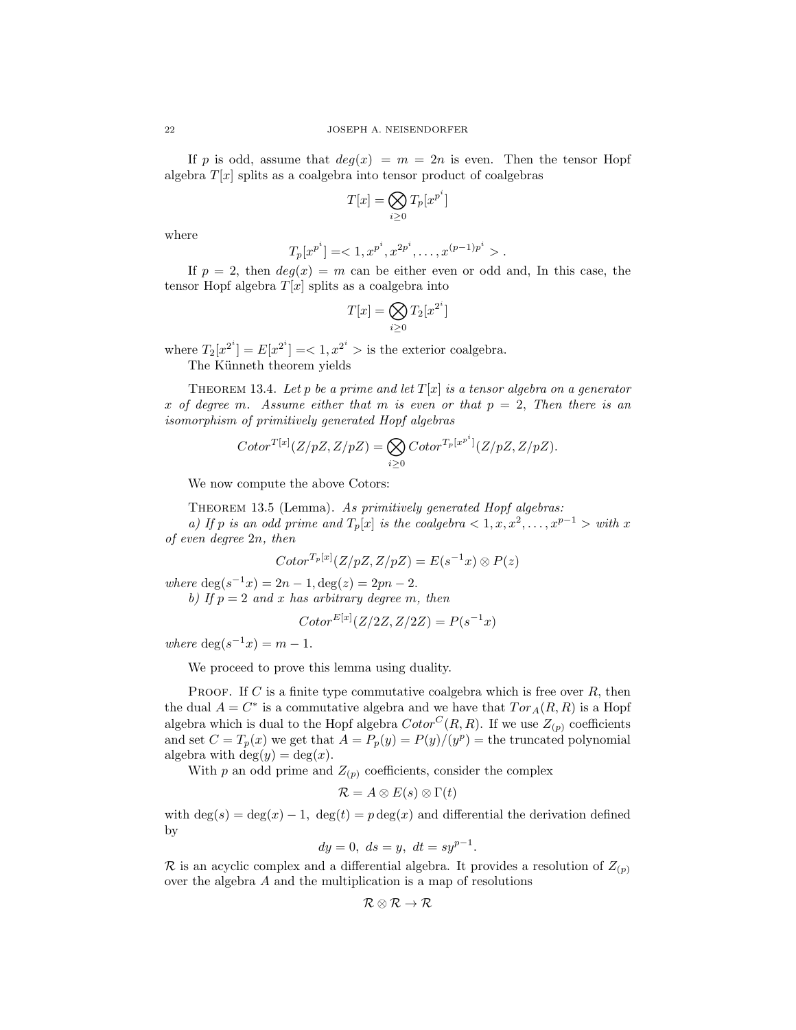If $p$ is odd, assume that $deg(x) = m = 2n$ is even. Then the tensor Hopf algebra $T[x]$ splits as a coalgebra into tensor product of coalgebras

$$T[x] = \bigotimes_{i \geq 0} T_p[x^{p^i}]$$

where

$$T_p[x^{p^i}] = < 1, x^{p^i}, x^{2p^i}, \ldots, x^{(p-1)p^i} > .$$

If $p = 2$, then $deg(x) = m$ can be either even or odd and, In this case, the tensor Hopf algebra $T[x]$ splits as a coalgebra into

$$T[x] = \bigotimes_{i \geq 0} T_2[x^{2^i}]$$

where $T_2[x^{2^i}] = E[x^{2^i}] = < 1, x^{2^i} >$ is the exterior coalgebra.

The Künneth theorem yields

Theorem 13.4. *Let $p$ be a prime and let $T[x]$ is a tensor algebra on a generator $x$ of degree $m$. Assume either that $m$ is even or that $p = 2$, Then there is an isomorphism of primitively generated Hopf algebras*

$$Cotor^{T[x]}(Z/pZ, Z/pZ) = \bigotimes_{i \geq 0} Cotor^{T_p[x^{p^i}]}(Z/pZ, Z/pZ).$$

We now compute the above Cotors:

Theorem 13.5 (Lemma). *As primitively generated Hopf algebras:*

*a) If $p$ is an odd prime and $T_p[x]$ is the coalgebra $< 1, x, x^2, \ldots, x^{p-1} >$ with $x$ of even degree $2n$, then*

$$Cotor^{T_p[x]}(Z/pZ, Z/pZ) = E(s^{-1}x) \otimes P(z)$$

*where* $\deg(s^{-1}x) = 2n - 1, \deg(z) = 2pn - 2$.

*b) If $p = 2$ and $x$ has arbitrary degree $m$, then*

$$Cotor^{E[x]}(Z/2Z, Z/2Z) = P(s^{-1}x)$$

*where* $\deg(s^{-1}x) = m - 1$.

We proceed to prove this lemma using duality.

Proof. If $C$ is a finite type commutative coalgebra which is free over $R$, then the dual $A = C^*$ is a commutative algebra and we have that $Tor_A(R, R)$ is a Hopf algebra which is dual to the Hopf algebra $Cotor^C(R, R)$. If we use $Z_{(p)}$ coefficients and set $C = T_p(x)$ we get that $A = P_p(y) = P(y)/(y^p) =$ the truncated polynomial algebra with $\deg(y) = \deg(x)$.

With $p$ an odd prime and $Z_{(p)}$ coefficients, consider the complex

$$\mathcal{R} = A \otimes E(s) \otimes \Gamma(t)$$

with $\deg(s) = \deg(x) - 1, \ \deg(t) = p \deg(x)$ and differential the derivation defined by

$$dy = 0, \ ds = y, \ dt = sy^{p-1}.$$

$\mathcal{R}$ is an acyclic complex and a differential algebra. It provides a resolution of $Z_{(p)}$ over the algebra $A$ and the multiplication is a map of resolutions

$$\mathcal{R} \otimes \mathcal{R} \to \mathcal{R}$$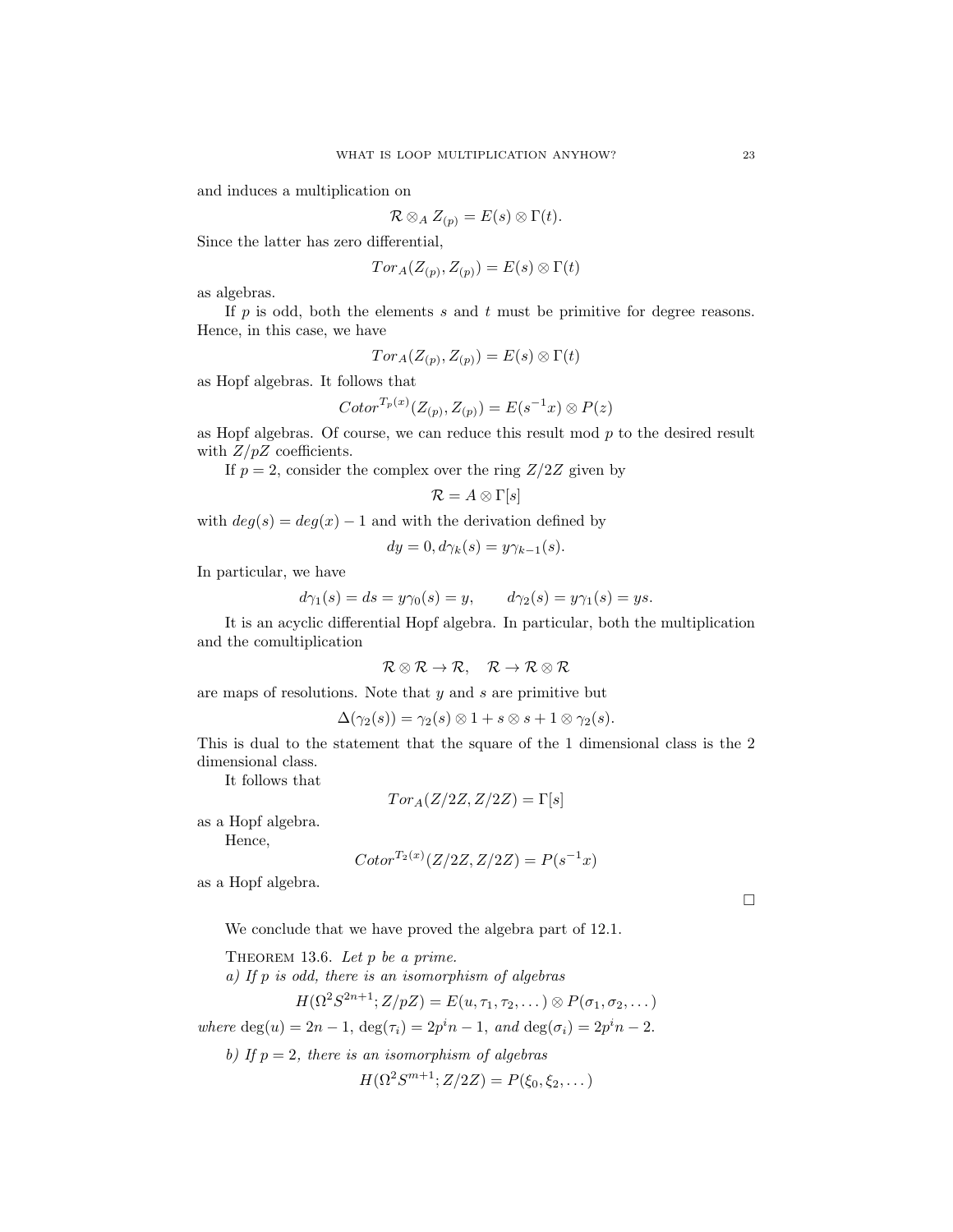and induces a multiplication on

$$\mathcal{R} \otimes_A Z_{(p)} = E(s) \otimes \Gamma(t).$$

Since the latter has zero differential,

$$Tor_A(Z_{(p)}, Z_{(p)}) = E(s) \otimes \Gamma(t)$$

as algebras.

If $p$ is odd, both the elements $s$ and $t$ must be primitive for degree reasons. Hence, in this case, we have

$$Tor_A(Z_{(p)}, Z_{(p)}) = E(s) \otimes \Gamma(t)$$

as Hopf algebras. It follows that

$$Cotor^{T_p(x)}(Z_{(p)}, Z_{(p)}) = E(s^{-1}x) \otimes P(z)$$

as Hopf algebras. Of course, we can reduce this result mod $p$ to the desired result with $Z/pZ$ coefficients.

If $p = 2$, consider the complex over the ring $Z/2Z$ given by

$$\mathcal{R} = A \otimes \Gamma[s]$$

with $deg(s) = deg(x) - 1$ and with the derivation defined by

$$dy = 0, d\gamma_k(s) = y\gamma_{k-1}(s).$$

In particular, we have

$$d\gamma_1(s) = ds = y\gamma_0(s) = y, \qquad d\gamma_2(s) = y\gamma_1(s) = ys.$$

It is an acyclic differential Hopf algebra. In particular, both the multiplication and the comultiplication

$$\mathcal{R} \otimes \mathcal{R} \to \mathcal{R}, \quad \mathcal{R} \to \mathcal{R} \otimes \mathcal{R}$$

are maps of resolutions. Note that $y$ and $s$ are primitive but

$$\Delta(\gamma_2(s)) = \gamma_2(s) \otimes 1 + s \otimes s + 1 \otimes \gamma_2(s).$$

This is dual to the statement that the square of the 1 dimensional class is the 2 dimensional class.

It follows that

$$Tor_A(Z/2Z, Z/2Z) = \Gamma[s]$$

as a Hopf algebra.

Hence,

$$Cotor^{T_2(x)}(Z/2Z, Z/2Z) = P(s^{-1}x)$$

as a Hopf algebra.

□

We conclude that we have proved the algebra part of 12.1.

Theorem 13.6. *Let $p$ be a prime.*

*a) If $p$ is odd, there is an isomorphism of algebras*

$$H(\Omega^2 S^{2n+1}; Z/pZ) = E(u, \tau_1, \tau_2, \dots) \otimes P(\sigma_1, \sigma_2, \dots)$$

*where* $\deg(u) = 2n - 1$, $\deg(\tau_i) = 2p^i n - 1$, *and* $\deg(\sigma_i) = 2p^i n - 2$.

*b) If $p = 2$, there is an isomorphism of algebras*

$$H(\Omega^2 S^{m+1}; Z/2Z) = P(\xi_0, \xi_2, \dots)$$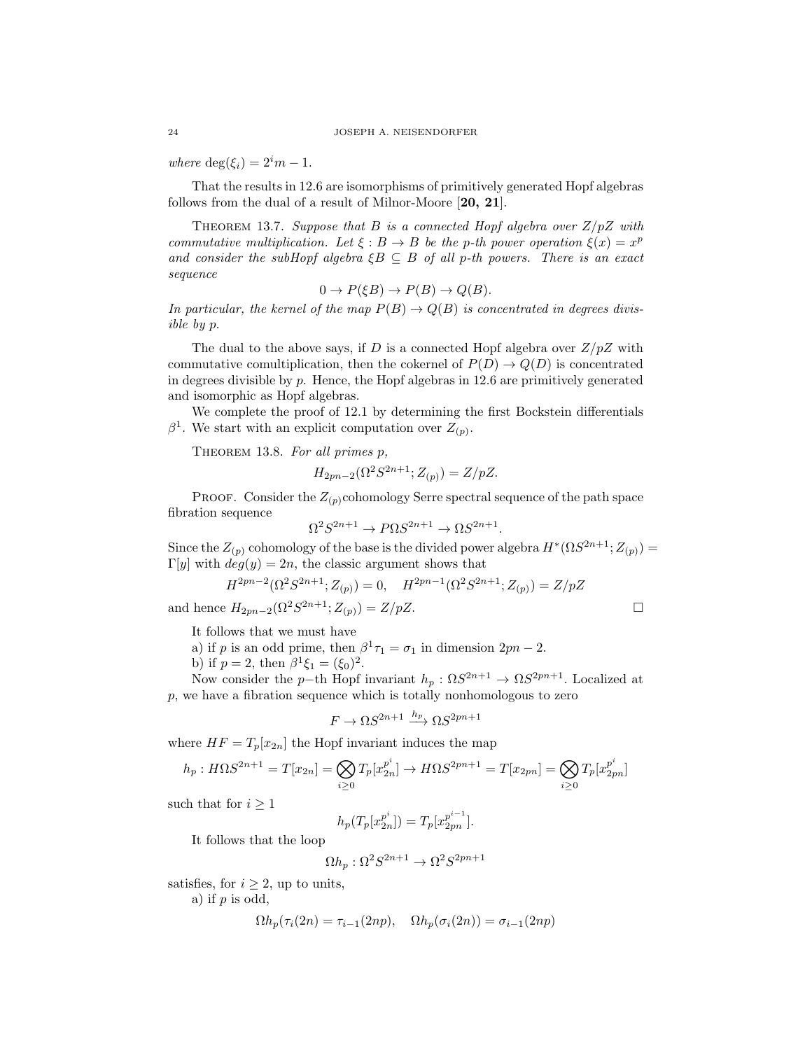*where* $\deg(\xi_i) = 2^i m - 1$.

That the results in 12.6 are isomorphisms of primitively generated Hopf algebras follows from the dual of a result of Milnor-Moore [**20, 21**].

THEOREM 13.7. *Suppose that $B$ is a connected Hopf algebra over $Z/pZ$ with commutative multiplication. Let $\xi : B \to B$ be the p-th power operation $\xi(x) = x^p$ and consider the subHopf algebra $\xi B \subseteq B$ of all p-th powers. There is an exact sequence*

$$0 \to P(\xi B) \to P(B) \to Q(B).$$

*In particular, the kernel of the map $P(B) \to Q(B)$ is concentrated in degrees divisible by $p$.*

The dual to the above says, if $D$ is a connected Hopf algebra over $Z/pZ$ with commutative comultiplication, then the cokernel of $P(D) \to Q(D)$ is concentrated in degrees divisible by $p$. Hence, the Hopf algebras in 12.6 are primitively generated and isomorphic as Hopf algebras.

We complete the proof of 12.1 by determining the first Bockstein differentials $\beta^1$. We start with an explicit computation over $Z_{(p)}$.

THEOREM 13.8. *For all primes $p$,*

$$H_{2pn-2}(\Omega^2 S^{2n+1}; Z_{(p)}) = Z/pZ.$$

PROOF. Consider the $Z_{(p)}$cohomology Serre spectral sequence of the path space fibration sequence

$$\Omega^2 S^{2n+1} \to P\Omega S^{2n+1} \to \Omega S^{2n+1}.$$

Since the $Z_{(p)}$ cohomology of the base is the divided power algebra $H^*(\Omega S^{2n+1}; Z_{(p)}) = \Gamma[y]$ with $deg(y) = 2n$, the classic argument shows that

$$H^{2pn-2}(\Omega^2 S^{2n+1}; Z_{(p)}) = 0, \quad H^{2pn-1}(\Omega^2 S^{2n+1}; Z_{(p)}) = Z/pZ$$

and hence $H_{2pn-2}(\Omega^2 S^{2n+1}; Z_{(p)}) = Z/pZ$. $\square$

It follows that we must have

a) if $p$ is an odd prime, then $\beta^1 \tau_1 = \sigma_1$ in dimension $2pn - 2$.

b) if $p = 2$, then $\beta^1 \xi_1 = (\xi_0)^2$.

Now consider the $p$−th Hopf invariant $h_p : \Omega S^{2n+1} \to \Omega S^{2pn+1}$. Localized at $p$, we have a fibration sequence which is totally nonhomologous to zero

$$F \to \Omega S^{2n+1} \xrightarrow{h_p} \Omega S^{2pn+1}$$

where $HF = T_p[x_{2n}]$ the Hopf invariant induces the map

$$h_p : H\Omega S^{2n+1} = T[x_{2n}] = \bigotimes_{i \geq 0} T_p[x_{2n}^{p^i}] \to H\Omega S^{2pn+1} = T[x_{2pn}] = \bigotimes_{i \geq 0} T_p[x_{2pn}^{p^i}]$$

such that for $i \geq 1$

$$h_p(T_p[x_{2n}^{p^i}]) = T_p[x_{2pn}^{p^{i-1}}].$$

It follows that the loop

$$\Omega h_p : \Omega^2 S^{2n+1} \to \Omega^2 S^{2pn+1}$$

satisfies, for $i \geq 2$, up to units,

a) if $p$ is odd,

$$\Omega h_p(\tau_i(2n) = \tau_{i-1}(2np), \quad \Omega h_p(\sigma_i(2n)) = \sigma_{i-1}(2np)$$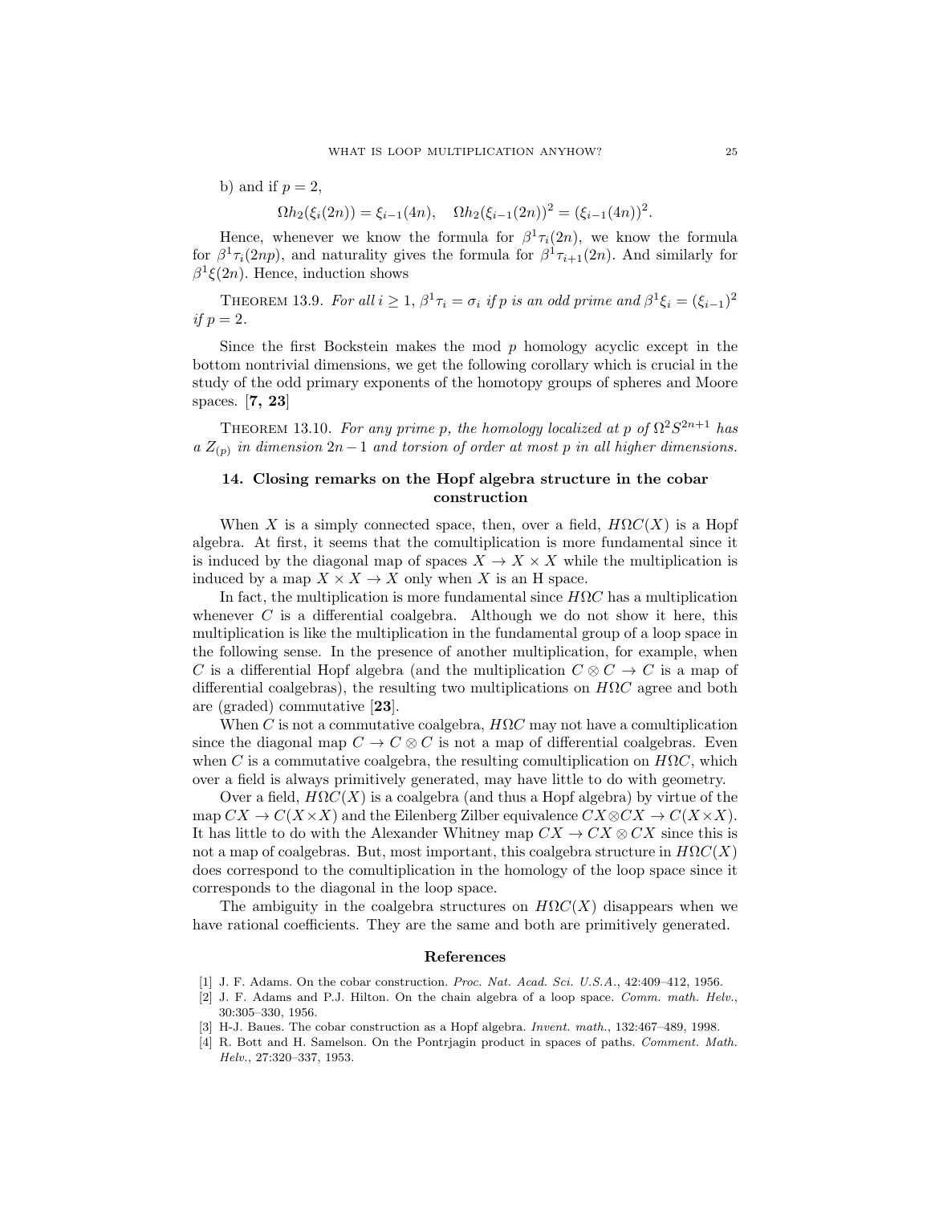b) and if $p = 2$,

$$\Omega h_2(\xi_i(2n)) = \xi_{i-1}(4n), \quad \Omega h_2(\xi_{i-1}(2n))^2 = (\xi_{i-1}(4n))^2.$$

Hence, whenever we know the formula for $\beta^1\tau_i(2n)$, we know the formula for $\beta^1\tau_i(2np)$, and naturality gives the formula for $\beta^1\tau_{i+1}(2n)$. And similarly for $\beta^1\xi(2n)$. Hence, induction shows

THEOREM 13.9. *For all $i \geq 1$, $\beta^1\tau_i = \sigma_i$ if $p$ is an odd prime and $\beta^1\xi_i = (\xi_{i-1})^2$ if $p = 2$.*

Since the first Bockstein makes the mod $p$ homology acyclic except in the bottom nontrivial dimensions, we get the following corollary which is crucial in the study of the odd primary exponents of the homotopy groups of spheres and Moore spaces. [**7, 23**]

THEOREM 13.10. *For any prime $p$, the homology localized at $p$ of $\Omega^2 S^{2n+1}$ has a $Z_{(p)}$ in dimension $2n-1$ and torsion of order at most $p$ in all higher dimensions.*

## 14. Closing remarks on the Hopf algebra structure in the cobar construction

When $X$ is a simply connected space, then, over a field, $H\Omega C(X)$ is a Hopf algebra. At first, it seems that the comultiplication is more fundamental since it is induced by the diagonal map of spaces $X \to X \times X$ while the multiplication is induced by a map $X \times X \to X$ only when $X$ is an H space.

In fact, the multiplication is more fundamental since $H\Omega C$ has a multiplication whenever $C$ is a differential coalgebra. Although we do not show it here, this multiplication is like the multiplication in the fundamental group of a loop space in the following sense. In the presence of another multiplication, for example, when $C$ is a differential Hopf algebra (and the multiplication $C \otimes C \to C$ is a map of differential coalgebras), the resulting two multiplications on $H\Omega C$ agree and both are (graded) commutative [**23**].

When $C$ is not a commutative coalgebra, $H\Omega C$ may not have a comultiplication since the diagonal map $C \to C \otimes C$ is not a map of differential coalgebras. Even when $C$ is a commutative coalgebra, the resulting comultiplication on $H\Omega C$, which over a field is always primitively generated, may have little to do with geometry.

Over a field, $H\Omega C(X)$ is a coalgebra (and thus a Hopf algebra) by virtue of the map $CX \to C(X \times X)$ and the Eilenberg Zilber equivalence $CX \otimes CX \to C(X \times X)$. It has little to do with the Alexander Whitney map $CX \to CX \otimes CX$ since this is not a map of coalgebras. But, most important, this coalgebra structure in $H\Omega C(X)$ does correspond to the comultiplication in the homology of the loop space since it corresponds to the diagonal in the loop space.

The ambiguity in the coalgebra structures on $H\Omega C(X)$ disappears when we have rational coefficients. They are the same and both are primitively generated.

## References

[1] J. F. Adams. On the cobar construction. *Proc. Nat. Acad. Sci. U.S.A.*, 42:409–412, 1956.

[2] J. F. Adams and P.J. Hilton. On the chain algebra of a loop space. *Comm. math. Helv.*, 30:305–330, 1956.

[3] H-J. Baues. The cobar construction as a Hopf algebra. *Invent. math.*, 132:467–489, 1998.

[4] R. Bott and H. Samelson. On the Pontrjagin product in spaces of paths. *Comment. Math. Helv.*, 27:320–337, 1953.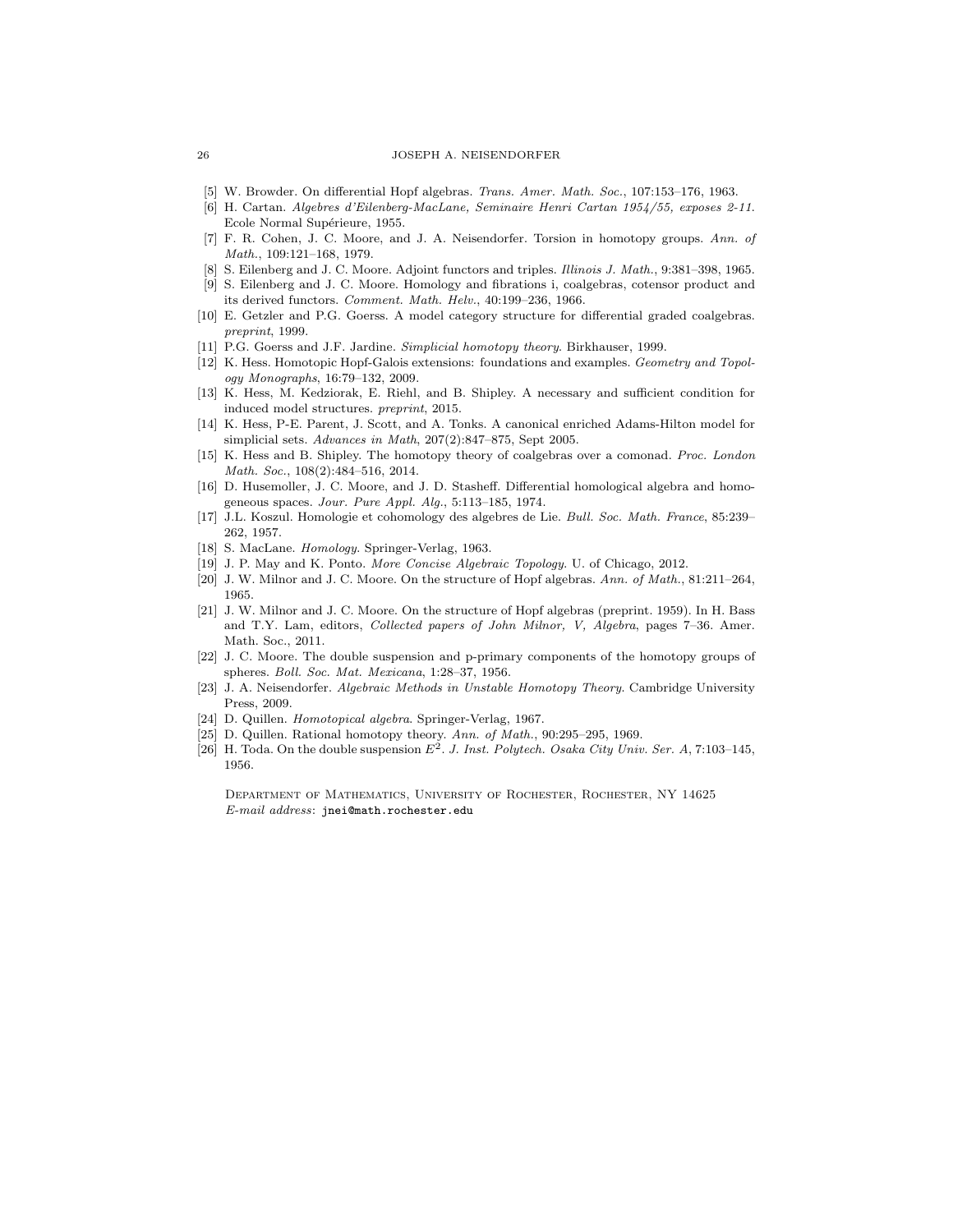[5] W. Browder. On differential Hopf algebras. *Trans. Amer. Math. Soc.*, 107:153–176, 1963.

[6] H. Cartan. *Algebres d'Eilenberg-MacLane, Seminaire Henri Cartan 1954/55, exposes 2-11.* Ecole Normal Supérieure, 1955.

[7] F. R. Cohen, J. C. Moore, and J. A. Neisendorfer. Torsion in homotopy groups. *Ann. of Math.*, 109:121–168, 1979.

[8] S. Eilenberg and J. C. Moore. Adjoint functors and triples. *Illinois J. Math.*, 9:381–398, 1965.

[9] S. Eilenberg and J. C. Moore. Homology and fibrations i, coalgebras, cotensor product and its derived functors. *Comment. Math. Helv.*, 40:199–236, 1966.

[10] E. Getzler and P.G. Goerss. A model category structure for differential graded coalgebras. *preprint*, 1999.

[11] P.G. Goerss and J.F. Jardine. *Simplicial homotopy theory*. Birkhauser, 1999.

[12] K. Hess. Homotopic Hopf-Galois extensions: foundations and examples. *Geometry and Topology Monographs*, 16:79–132, 2009.

[13] K. Hess, M. Kedziorak, E. Riehl, and B. Shipley. A necessary and sufficient condition for induced model structures. *preprint*, 2015.

[14] K. Hess, P-E. Parent, J. Scott, and A. Tonks. A canonical enriched Adams-Hilton model for simplicial sets. *Advances in Math*, 207(2):847–875, Sept 2005.

[15] K. Hess and B. Shipley. The homotopy theory of coalgebras over a comonad. *Proc. London Math. Soc.*, 108(2):484–516, 2014.

[16] D. Husemoller, J. C. Moore, and J. D. Stasheff. Differential homological algebra and homogeneous spaces. *Jour. Pure Appl. Alg.*, 5:113–185, 1974.

[17] J.L. Koszul. Homologie et cohomology des algebres de Lie. *Bull. Soc. Math. France*, 85:239–262, 1957.

[18] S. MacLane. *Homology*. Springer-Verlag, 1963.

[19] J. P. May and K. Ponto. *More Concise Algebraic Topology*. U. of Chicago, 2012.

[20] J. W. Milnor and J. C. Moore. On the structure of Hopf algebras. *Ann. of Math.*, 81:211–264, 1965.

[21] J. W. Milnor and J. C. Moore. On the structure of Hopf algebras (preprint. 1959). In H. Bass and T.Y. Lam, editors, *Collected papers of John Milnor, V, Algebra*, pages 7–36. Amer. Math. Soc., 2011.

[22] J. C. Moore. The double suspension and p-primary components of the homotopy groups of spheres. *Boll. Soc. Mat. Mexicana*, 1:28–37, 1956.

[23] J. A. Neisendorfer. *Algebraic Methods in Unstable Homotopy Theory*. Cambridge University Press, 2009.

[24] D. Quillen. *Homotopical algebra*. Springer-Verlag, 1967.

[25] D. Quillen. Rational homotopy theory. *Ann. of Math.*, 90:295–295, 1969.

[26] H. Toda. On the double suspension $E^2$. *J. Inst. Polytech. Osaka City Univ. Ser. A*, 7:103–145, 1956.

Department of Mathematics, University of Rochester, Rochester, NY 14625
*E-mail address*: jnei@math.rochester.edu